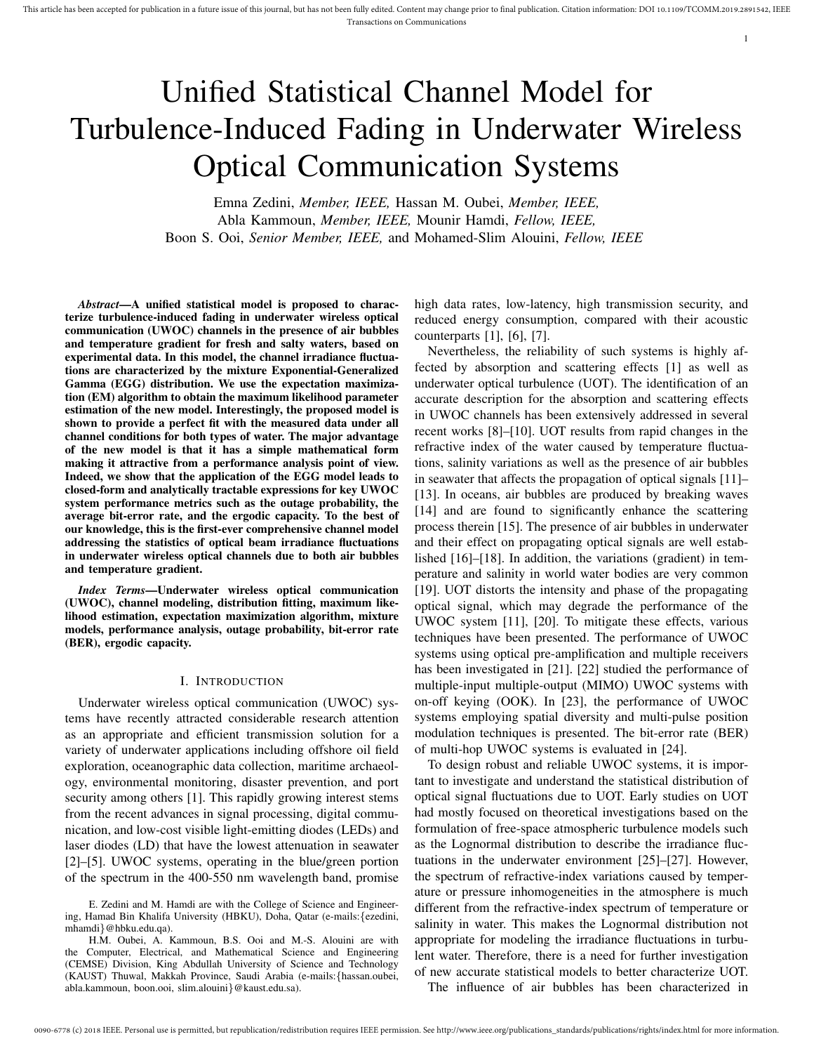# Unified Statistical Channel Model for Turbulence-Induced Fading in Underwater Wireless Optical Communication Systems

Emna Zedini, *Member, IEEE,* Hassan M. Oubei, *Member, IEEE,* Abla Kammoun, *Member, IEEE,* Mounir Hamdi, *Fellow, IEEE,* Boon S. Ooi, *Senior Member, IEEE,* and Mohamed-Slim Alouini, *Fellow, IEEE*

***Abstract*—A unified statistical model is proposed to characterize turbulence-induced fading in underwater wireless optical communication (UWOC) channels in the presence of air bubbles and temperature gradient for fresh and salty waters, based on experimental data. In this model, the channel irradiance fluctuations are characterized by the mixture Exponential-Generalized Gamma (EGG) distribution. We use the expectation maximization (EM) algorithm to obtain the maximum likelihood parameter estimation of the new model. Interestingly, the proposed model is shown to provide a perfect fit with the measured data under all channel conditions for both types of water. The major advantage of the new model is that it has a simple mathematical form making it attractive from a performance analysis point of view. Indeed, we show that the application of the EGG model leads to closed-form and analytically tractable expressions for key UWOC system performance metrics such as the outage probability, the average bit-error rate, and the ergodic capacity. To the best of our knowledge, this is the first-ever comprehensive channel model addressing the statistics of optical beam irradiance fluctuations in underwater wireless optical channels due to both air bubbles and temperature gradient.**

***Index Terms*—Underwater wireless optical communication (UWOC), channel modeling, distribution fitting, maximum likelihood estimation, expectation maximization algorithm, mixture models, performance analysis, outage probability, bit-error rate (BER), ergodic capacity.**

## I. Introduction

Underwater wireless optical communication (UWOC) systems have recently attracted considerable research attention as an appropriate and efficient transmission solution for a variety of underwater applications including offshore oil field exploration, oceanographic data collection, maritime archaeology, environmental monitoring, disaster prevention, and port security among others [1]. This rapidly growing interest stems from the recent advances in signal processing, digital communication, and low-cost visible light-emitting diodes (LEDs) and laser diodes (LD) that have the lowest attenuation in seawater [2]–[5]. UWOC systems, operating in the blue/green portion of the spectrum in the 400-550 nm wavelength band, promise high data rates, low-latency, high transmission security, and reduced energy consumption, compared with their acoustic counterparts [1], [6], [7].

Nevertheless, the reliability of such systems is highly affected by absorption and scattering effects [1] as well as underwater optical turbulence (UOT). The identification of an accurate description for the absorption and scattering effects in UWOC channels has been extensively addressed in several recent works [8]–[10]. UOT results from rapid changes in the refractive index of the water caused by temperature fluctuations, salinity variations as well as the presence of air bubbles in seawater that affects the propagation of optical signals [11]–[13]. In oceans, air bubbles are produced by breaking waves [14] and are found to significantly enhance the scattering process therein [15]. The presence of air bubbles in underwater and their effect on propagating optical signals are well established [16]–[18]. In addition, the variations (gradient) in temperature and salinity in world water bodies are very common [19]. UOT distorts the intensity and phase of the propagating optical signal, which may degrade the performance of the UWOC system [11], [20]. To mitigate these effects, various techniques have been presented. The performance of UWOC systems using optical pre-amplification and multiple receivers has been investigated in [21]. [22] studied the performance of multiple-input multiple-output (MIMO) UWOC systems with on-off keying (OOK). In [23], the performance of UWOC systems employing spatial diversity and multi-pulse position modulation techniques is presented. The bit-error rate (BER) of multi-hop UWOC systems is evaluated in [24].

To design robust and reliable UWOC systems, it is important to investigate and understand the statistical distribution of optical signal fluctuations due to UOT. Early studies on UOT had mostly focused on theoretical investigations based on the formulation of free-space atmospheric turbulence models such as the Lognormal distribution to describe the irradiance fluctuations in the underwater environment [25]–[27]. However, the spectrum of refractive-index variations caused by temperature or pressure inhomogeneities in the atmosphere is much different from the refractive-index spectrum of temperature or salinity in water. This makes the Lognormal distribution not appropriate for modeling the irradiance fluctuations in turbulent water. Therefore, there is a need for further investigation of new accurate statistical models to better characterize UOT.

The influence of air bubbles has been characterized in

E. Zedini and M. Hamdi are with the College of Science and Engineering, Hamad Bin Khalifa University (HBKU), Doha, Qatar (e-mails:{ezedini, mhamdi}@hbku.edu.qa).

H.M. Oubei, A. Kammoun, B.S. Ooi and M.-S. Alouini are with the Computer, Electrical, and Mathematical Science and Engineering (CEMSE) Division, King Abdullah University of Science and Technology (KAUST) Thuwal, Makkah Province, Saudi Arabia (e-mails:{hassan.oubei, abla.kammoun, boon.ooi, slim.alouini}@kaust.edu.sa).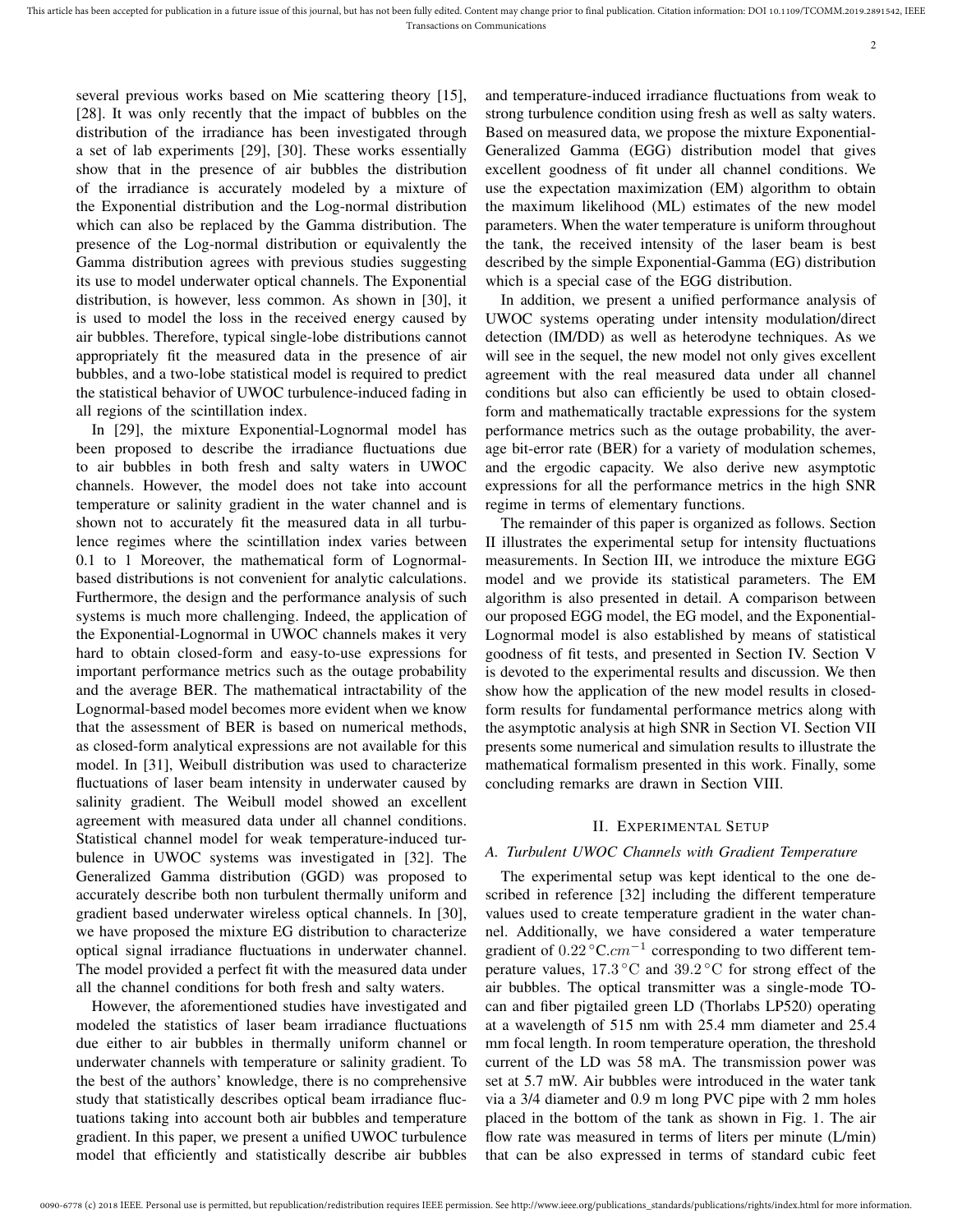several previous works based on Mie scattering theory [15], [28]. It was only recently that the impact of bubbles on the distribution of the irradiance has been investigated through a set of lab experiments [29], [30]. These works essentially show that in the presence of air bubbles the distribution of the irradiance is accurately modeled by a mixture of the Exponential distribution and the Log-normal distribution which can also be replaced by the Gamma distribution. The presence of the Log-normal distribution or equivalently the Gamma distribution agrees with previous studies suggesting its use to model underwater optical channels. The Exponential distribution, is however, less common. As shown in [30], it is used to model the loss in the received energy caused by air bubbles. Therefore, typical single-lobe distributions cannot appropriately fit the measured data in the presence of air bubbles, and a two-lobe statistical model is required to predict the statistical behavior of UWOC turbulence-induced fading in all regions of the scintillation index.

In [29], the mixture Exponential-Lognormal model has been proposed to describe the irradiance fluctuations due to air bubbles in both fresh and salty waters in UWOC channels. However, the model does not take into account temperature or salinity gradient in the water channel and is shown not to accurately fit the measured data in all turbulence regimes where the scintillation index varies between 0.1 to 1 Moreover, the mathematical form of Lognormal-based distributions is not convenient for analytic calculations. Furthermore, the design and the performance analysis of such systems is much more challenging. Indeed, the application of the Exponential-Lognormal in UWOC channels makes it very hard to obtain closed-form and easy-to-use expressions for important performance metrics such as the outage probability and the average BER. The mathematical intractability of the Lognormal-based model becomes more evident when we know that the assessment of BER is based on numerical methods, as closed-form analytical expressions are not available for this model. In [31], Weibull distribution was used to characterize fluctuations of laser beam intensity in underwater caused by salinity gradient. The Weibull model showed an excellent agreement with measured data under all channel conditions. Statistical channel model for weak temperature-induced turbulence in UWOC systems was investigated in [32]. The Generalized Gamma distribution (GGD) was proposed to accurately describe both non turbulent thermally uniform and gradient based underwater wireless optical channels. In [30], we have proposed the mixture EG distribution to characterize optical signal irradiance fluctuations in underwater channel. The model provided a perfect fit with the measured data under all the channel conditions for both fresh and salty waters.

However, the aforementioned studies have investigated and modeled the statistics of laser beam irradiance fluctuations due either to air bubbles in thermally uniform channel or underwater channels with temperature or salinity gradient. To the best of the authors' knowledge, there is no comprehensive study that statistically describes optical beam irradiance fluctuations taking into account both air bubbles and temperature gradient. In this paper, we present a unified UWOC turbulence model that efficiently and statistically describe air bubbles and temperature-induced irradiance fluctuations from weak to strong turbulence condition using fresh as well as salty waters. Based on measured data, we propose the mixture Exponential-Generalized Gamma (EGG) distribution model that gives excellent goodness of fit under all channel conditions. We use the expectation maximization (EM) algorithm to obtain the maximum likelihood (ML) estimates of the new model parameters. When the water temperature is uniform throughout the tank, the received intensity of the laser beam is best described by the simple Exponential-Gamma (EG) distribution which is a special case of the EGG distribution.

In addition, we present a unified performance analysis of UWOC systems operating under intensity modulation/direct detection (IM/DD) as well as heterodyne techniques. As we will see in the sequel, the new model not only gives excellent agreement with the real measured data under all channel conditions but also can efficiently be used to obtain closed-form and mathematically tractable expressions for the system performance metrics such as the outage probability, the average bit-error rate (BER) for a variety of modulation schemes, and the ergodic capacity. We also derive new asymptotic expressions for all the performance metrics in the high SNR regime in terms of elementary functions.

The remainder of this paper is organized as follows. Section II illustrates the experimental setup for intensity fluctuations measurements. In Section III, we introduce the mixture EGG model and we provide its statistical parameters. The EM algorithm is also presented in detail. A comparison between our proposed EGG model, the EG model, and the Exponential-Lognormal model is also established by means of statistical goodness of fit tests, and presented in Section IV. Section V is devoted to the experimental results and discussion. We then show how the application of the new model results in closed-form results for fundamental performance metrics along with the asymptotic analysis at high SNR in Section VI. Section VII presents some numerical and simulation results to illustrate the mathematical formalism presented in this work. Finally, some concluding remarks are drawn in Section VIII.

## II. Experimental Setup

### A. Turbulent UWOC Channels with Gradient Temperature

The experimental setup was kept identical to the one described in reference [32] including the different temperature values used to create temperature gradient in the water channel. Additionally, we have considered a water temperature gradient of $0.22\,^{\circ}\mathrm{C}.cm^{-1}$ corresponding to two different temperature values, $17.3\,^{\circ}\mathrm{C}$ and $39.2\,^{\circ}\mathrm{C}$ for strong effect of the air bubbles. The optical transmitter was a single-mode TO-can and fiber pigtailed green LD (Thorlabs LP520) operating at a wavelength of 515 nm with 25.4 mm diameter and 25.4 mm focal length. In room temperature operation, the threshold current of the LD was 58 mA. The transmission power was set at 5.7 mW. Air bubbles were introduced in the water tank via a 3/4 diameter and 0.9 m long PVC pipe with 2 mm holes placed in the bottom of the tank as shown in Fig. 1. The air flow rate was measured in terms of liters per minute (L/min) that can be also expressed in terms of standard cubic feet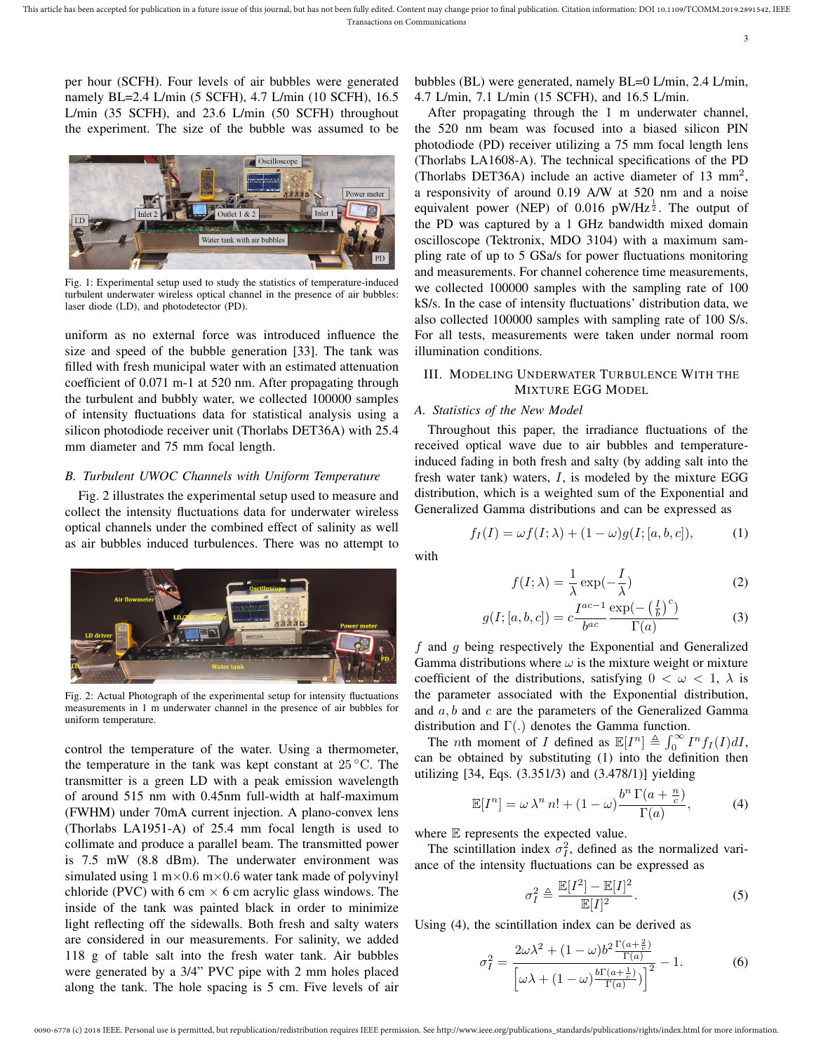per hour (SCFH). Four levels of air bubbles were generated namely BL=2.4 L/min (5 SCFH), 4.7 L/min (10 SCFH), 16.5 L/min (35 SCFH), and 23.6 L/min (50 SCFH) throughout the experiment. The size of the bubble was assumed to be uniform as no external force was introduced influence the size and speed of the bubble generation [33]. The tank was filled with fresh municipal water with an estimated attenuation coefficient of 0.071 m-1 at 520 nm. After propagating through the turbulent and bubbly water, we collected 100000 samples of intensity fluctuations data for statistical analysis using a silicon photodiode receiver unit (Thorlabs DET36A) with 25.4 mm diameter and 75 mm focal length.

Fig. 1: Experimental setup used to study the statistics of temperature-induced turbulent underwater wireless optical channel in the presence of air bubbles: laser diode (LD), and photodetector (PD).

### B. Turbulent UWOC Channels with Uniform Temperature

Fig. 2 illustrates the experimental setup used to measure and collect the intensity fluctuations data for underwater wireless optical channels under the combined effect of salinity as well as air bubbles induced turbulences. There was no attempt to control the temperature of the water. Using a thermometer, the temperature in the tank was kept constant at 25 °C. The transmitter is a green LD with a peak emission wavelength of around 515 nm with 0.45nm full-width at half-maximum (FWHM) under 70mA current injection. A plano-convex lens (Thorlabs LA1951-A) of 25.4 mm focal length is used to collimate and produce a parallel beam. The transmitted power is 7.5 mW (8.8 dBm). The underwater environment was simulated using 1 m×0.6 m×0.6 water tank made of polyvinyl chloride (PVC) with 6 cm × 6 cm acrylic glass windows. The inside of the tank was painted black in order to minimize light reflecting off the sidewalls. Both fresh and salty waters are considered in our measurements. For salinity, we added 118 g of table salt into the fresh water tank. Air bubbles were generated by a 3/4" PVC pipe with 2 mm holes placed along the tank. The hole spacing is 5 cm. Five levels of air bubbles (BL) were generated, namely BL=0 L/min, 2.4 L/min, 4.7 L/min, 7.1 L/min (15 SCFH), and 16.5 L/min.

Fig. 2: Actual Photograph of the experimental setup for intensity fluctuations measurements in 1 m underwater channel in the presence of air bubbles for uniform temperature.

After propagating through the 1 m underwater channel, the 520 nm beam was focused into a biased silicon PIN photodiode (PD) receiver utilizing a 75 mm focal length lens (Thorlabs LA1608-A). The technical specifications of the PD (Thorlabs DET36A) include an active diameter of 13 mm$^2$, a responsivity of around 0.19 A/W at 520 nm and a noise equivalent power (NEP) of 0.016 pW/Hz$^{\frac{1}{2}}$. The output of the PD was captured by a 1 GHz bandwidth mixed domain oscilloscope (Tektronix, MDO 3104) with a maximum sampling rate of up to 5 GSa/s for power fluctuations monitoring and measurements. For channel coherence time measurements, we collected 100000 samples with the sampling rate of 100 kS/s. In the case of intensity fluctuations' distribution data, we also collected 100000 samples with sampling rate of 100 S/s. For all tests, measurements were taken under normal room illumination conditions.

## III. Modeling Underwater Turbulence With the Mixture EGG Model

### A. Statistics of the New Model

Throughout this paper, the irradiance fluctuations of the received optical wave due to air bubbles and temperature-induced fading in both fresh and salty (by adding salt into the fresh water tank) waters, $I$, is modeled by the mixture EGG distribution, which is a weighted sum of the Exponential and Generalized Gamma distributions and can be expressed as

$$f_I(I) = \omega f(I;\lambda) + (1-\omega) g(I;[a,b,c]), \tag{1}$$

with

$$f(I;\lambda) = \frac{1}{\lambda}\exp\left(-\frac{I}{\lambda}\right) \tag{2}$$

$$g(I;[a,b,c]) = c\frac{I^{ac-1}}{b^{ac}}\frac{\exp\left(-\left(\frac{I}{b}\right)^{c}\right)}{\Gamma(a)} \tag{3}$$

$f$ and $g$ being respectively the Exponential and Generalized Gamma distributions where $\omega$ is the mixture weight or mixture coefficient of the distributions, satisfying $0 < \omega < 1$, $\lambda$ is the parameter associated with the Exponential distribution, and $a, b$ and $c$ are the parameters of the Generalized Gamma distribution and $\Gamma(.)$ denotes the Gamma function.

The $n$th moment of $I$ defined as $\mathbb{E}[I^n] \triangleq \int_0^\infty I^n f_I(I) dI$, can be obtained by substituting (1) into the definition then utilizing [34, Eqs. (3.351/3) and (3.478/1)] yielding

$$\mathbb{E}[I^n] = \omega\,\lambda^n\,n! + (1-\omega)\frac{b^n\,\Gamma(a+\frac{n}{c})}{\Gamma(a)}, \tag{4}$$

where $\mathbb{E}$ represents the expected value.

The scintillation index $\sigma_I^2$, defined as the normalized variance of the intensity fluctuations can be expressed as

$$\sigma_I^2 \triangleq \frac{\mathbb{E}[I^2] - \mathbb{E}[I]^2}{\mathbb{E}[I]^2}. \tag{5}$$

Using (4), the scintillation index can be derived as

$$\sigma_I^2 = \frac{2\omega\lambda^2 + (1-\omega)b^2\frac{\Gamma(a+\frac{2}{c})}{\Gamma(a)}}{\left[\omega\lambda + (1-\omega)\frac{b\Gamma(a+\frac{1}{c})}{\Gamma(a)}\right]^2} - 1. \tag{6}$$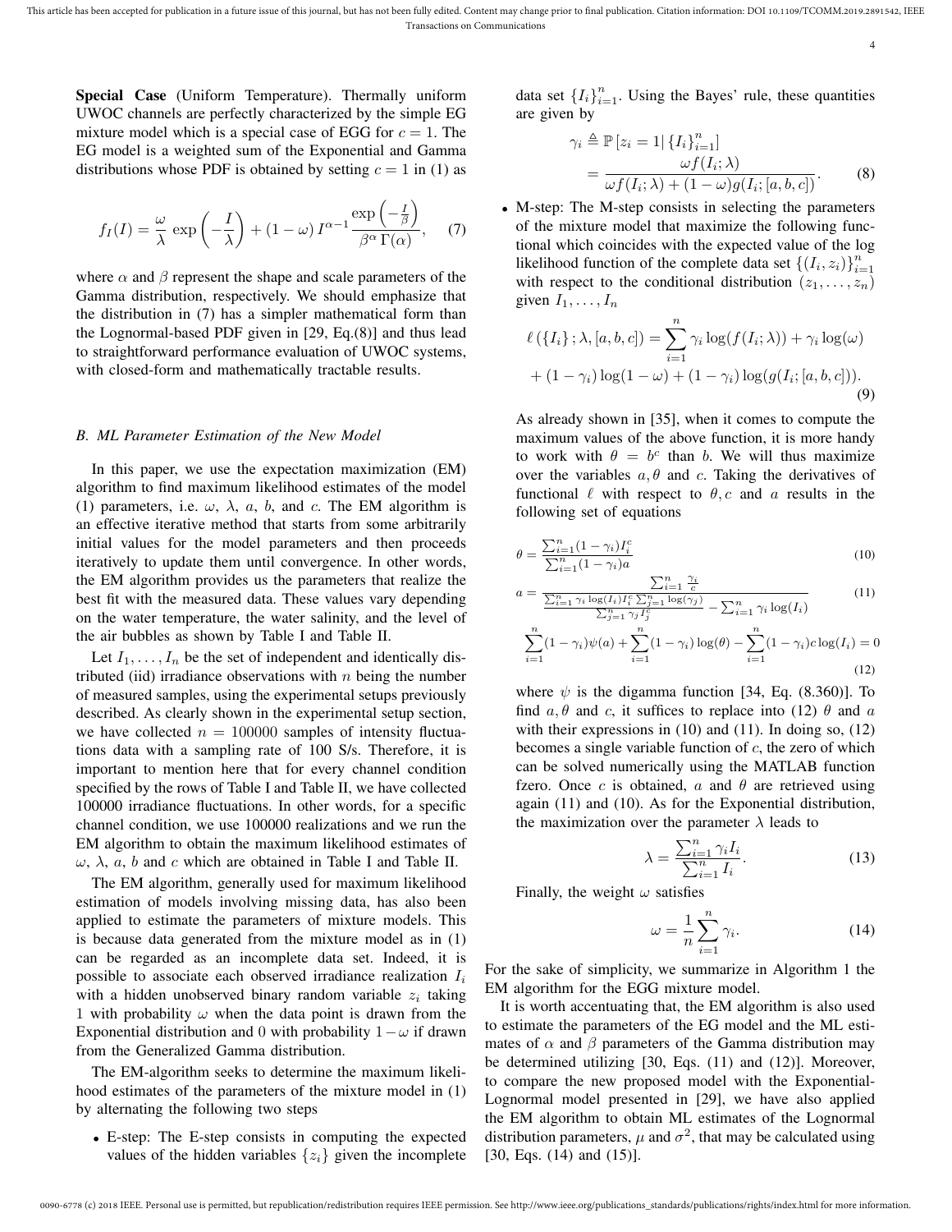**Special Case** (Uniform Temperature). Thermally uniform UWOC channels are perfectly characterized by the simple EG mixture model which is a special case of EGG for $c = 1$. The EG model is a weighted sum of the Exponential and Gamma distributions whose PDF is obtained by setting $c = 1$ in (1) as

$$f_I(I) = \frac{\omega}{\lambda}\,\exp\left(-\frac{I}{\lambda}\right) + (1-\omega)\,I^{\alpha-1}\frac{\exp\left(-\frac{I}{\beta}\right)}{\beta^{\alpha}\,\Gamma(\alpha)}, \quad (7)$$

where $\alpha$ and $\beta$ represent the shape and scale parameters of the Gamma distribution, respectively. We should emphasize that the distribution in (7) has a simpler mathematical form than the Lognormal-based PDF given in [29, Eq.(8)] and thus lead to straightforward performance evaluation of UWOC systems, with closed-form and mathematically tractable results.

### B. ML Parameter Estimation of the New Model

In this paper, we use the expectation maximization (EM) algorithm to find maximum likelihood estimates of the model (1) parameters, i.e. $\omega$, $\lambda$, $a$, $b$, and $c$. The EM algorithm is an effective iterative method that starts from some arbitrarily initial values for the model parameters and then proceeds iteratively to update them until convergence. In other words, the EM algorithm provides us the parameters that realize the best fit with the measured data. These values vary depending on the water temperature, the water salinity, and the level of the air bubbles as shown by Table I and Table II.

Let $I_1, \ldots, I_n$ be the set of independent and identically distributed (iid) irradiance observations with $n$ being the number of measured samples, using the experimental setups previously described. As clearly shown in the experimental setup section, we have collected $n = 100000$ samples of intensity fluctuations data with a sampling rate of 100 S/s. Therefore, it is important to mention here that for every channel condition specified by the rows of Table I and Table II, we have collected 100000 irradiance fluctuations. In other words, for a specific channel condition, we use 100000 realizations and we run the EM algorithm to obtain the maximum likelihood estimates of $\omega$, $\lambda$, $a$, $b$ and $c$ which are obtained in Table I and Table II.

The EM algorithm, generally used for maximum likelihood estimation of models involving missing data, has also been applied to estimate the parameters of mixture models. This is because data generated from the mixture model as in (1) can be regarded as an incomplete data set. Indeed, it is possible to associate each observed irradiance realization $I_i$ with a hidden unobserved binary random variable $z_i$ taking 1 with probability $\omega$ when the data point is drawn from the Exponential distribution and 0 with probability $1-\omega$ if drawn from the Generalized Gamma distribution.

The EM-algorithm seeks to determine the maximum likelihood estimates of the parameters of the mixture model in (1) by alternating the following two steps

- E-step: The E-step consists in computing the expected values of the hidden variables $\{z_i\}$ given the incomplete data set $\{I_i\}_{i=1}^n$. Using the Bayes' rule, these quantities are given by

$$\gamma_i \triangleq \mathbb{P}\left[z_i = 1 | \{I_i\}_{i=1}^n\right] = \frac{\omega f(I_i;\lambda)}{\omega f(I_i;\lambda) + (1-\omega) g(I_i;[a,b,c])}. \quad (8)$$

- M-step: The M-step consists in selecting the parameters of the mixture model that maximize the following functional which coincides with the expected value of the log likelihood function of the complete data set $\{(I_i, z_i)\}_{i=1}^n$ with respect to the conditional distribution $(z_1,\ldots,z_n)$ given $I_1,\ldots,I_n$

$$\ell\left(\{I_i\};\lambda,[a,b,c]\right) = \sum_{i=1}^n \gamma_i \log(f(I_i;\lambda)) + \gamma_i \log(\omega) + (1-\gamma_i)\log(1-\omega) + (1-\gamma_i)\log(g(I_i;[a,b,c])). \quad (9)$$

As already shown in [35], when it comes to compute the maximum values of the above function, it is more handy to work with $\theta = b^c$ than $b$. We will thus maximize over the variables $a, \theta$ and $c$. Taking the derivatives of functional $\ell$ with respect to $\theta, c$ and $a$ results in the following set of equations

$$\theta = \frac{\sum_{i=1}^n (1-\gamma_i) I_i^c}{\sum_{i=1}^n (1-\gamma_i) a} \quad (10)$$

$$a = \frac{\sum_{i=1}^n \frac{\gamma_i}{c}}{\frac{\sum_{i=1}^n \gamma_i \log(I_i) I_i^c \sum_{j=1}^n \log(\gamma_j)}{\sum_{j=1}^n \gamma_j I_j^c} - \sum_{i=1}^n \gamma_i \log(I_i)} \quad (11)$$

$$\sum_{i=1}^n (1-\gamma_i)\psi(a) + \sum_{i=1}^n (1-\gamma_i)\log(\theta) - \sum_{i=1}^n (1-\gamma_i) c \log(I_i) = 0 \quad (12)$$

where $\psi$ is the digamma function [34, Eq. (8.360)]. To find $a, \theta$ and $c$, it suffices to replace into (12) $\theta$ and $a$ with their expressions in (10) and (11). In doing so, (12) becomes a single variable function of $c$, the zero of which can be solved numerically using the MATLAB function fzero. Once $c$ is obtained, $a$ and $\theta$ are retrieved using again (11) and (10). As for the Exponential distribution, the maximization over the parameter $\lambda$ leads to

$$\lambda = \frac{\sum_{i=1}^n \gamma_i I_i}{\sum_{i=1}^n I_i}. \quad (13)$$

Finally, the weight $\omega$ satisfies

$$\omega = \frac{1}{n}\sum_{i=1}^n \gamma_i. \quad (14)$$

For the sake of simplicity, we summarize in Algorithm 1 the EM algorithm for the EGG mixture model.

It is worth accentuating that, the EM algorithm is also used to estimate the parameters of the EG model and the ML estimates of $\alpha$ and $\beta$ parameters of the Gamma distribution may be determined utilizing [30, Eqs. (11) and (12)]. Moreover, to compare the new proposed model with the Exponential-Lognormal model presented in [29], we have also applied the EM algorithm to obtain ML estimates of the Lognormal distribution parameters, $\mu$ and $\sigma^2$, that may be calculated using [30, Eqs. (14) and (15)].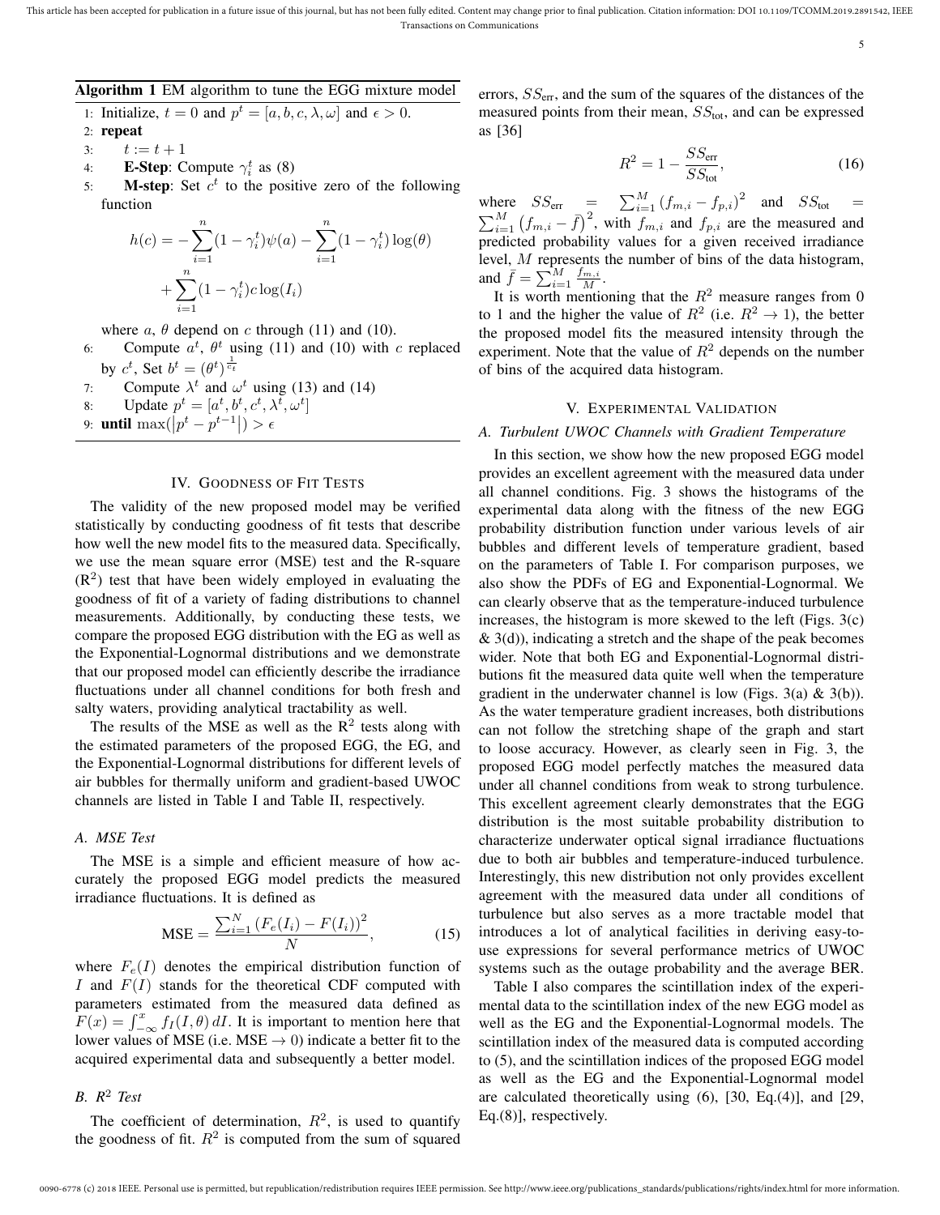**Algorithm 1** EM algorithm to tune the EGG mixture model

1: Initialize, $t = 0$ and $p^t = [a, b, c, \lambda, \omega]$ and $\epsilon > 0$.
2: **repeat**
3: $t := t + 1$
4: **E-Step**: Compute $\gamma_i^t$ as (8)
5: **M-step**: Set $c^t$ to the positive zero of the following function

$$h(c) = -\sum_{i=1}^{n}(1-\gamma_i^t)\psi(a) - \sum_{i=1}^{n}(1-\gamma_i^t)\log(\theta) + \sum_{i=1}^{n}(1-\gamma_i^t)c\log(I_i)$$

where $a$, $\theta$ depend on $c$ through (11) and (10).
6: Compute $a^t$, $\theta^t$ using (11) and (10) with $c$ replaced by $c^t$, Set $b^t = (\theta^t)^{\frac{1}{c_t}}$
7: Compute $\lambda^t$ and $\omega^t$ using (13) and (14)
8: Update $p^t = [a^t, b^t, c^t, \lambda^t, \omega^t]$
9: **until** $\max(|p^t - p^{t-1}|) > \epsilon$

## IV. Goodness of Fit Tests

The validity of the new proposed model may be verified statistically by conducting goodness of fit tests that describe how well the new model fits to the measured data. Specifically, we use the mean square error (MSE) test and the R-square ($R^2$) test that have been widely employed in evaluating the goodness of fit of a variety of fading distributions to channel measurements. Additionally, by conducting these tests, we compare the proposed EGG distribution with the EG as well as the Exponential-Lognormal distributions and we demonstrate that our proposed model can efficiently describe the irradiance fluctuations under all channel conditions for both fresh and salty waters, providing analytical tractability as well.

The results of the MSE as well as the $R^2$ tests along with the estimated parameters of the proposed EGG, the EG, and the Exponential-Lognormal distributions for different levels of air bubbles for thermally uniform and gradient-based UWOC channels are listed in Table I and Table II, respectively.

### A. MSE Test

The MSE is a simple and efficient measure of how accurately the proposed EGG model predicts the measured irradiance fluctuations. It is defined as

$$\text{MSE} = \frac{\sum_{i=1}^{N}\left(F_e(I_i) - F(I_i)\right)^2}{N}, \tag{15}$$

where $F_e(I)$ denotes the empirical distribution function of $I$ and $F(I)$ stands for the theoretical CDF computed with parameters estimated from the measured data defined as $F(x) = \int_{-\infty}^{x} f_I(I,\theta)\,dI$. It is important to mention here that lower values of MSE (i.e. MSE $\to 0$) indicate a better fit to the acquired experimental data and subsequently a better model.

### B. $R^2$ Test

The coefficient of determination, $R^2$, is used to quantify the goodness of fit. $R^2$ is computed from the sum of squared errors, $SS_{\text{err}}$, and the sum of the squares of the distances of the measured points from their mean, $SS_{\text{tot}}$, and can be expressed as [36]

$$R^2 = 1 - \frac{SS_{\text{err}}}{SS_{\text{tot}}}, \tag{16}$$

where $SS_{\text{err}} = \sum_{i=1}^{M}(f_{m,i} - f_{p,i})^2$ and $SS_{\text{tot}} = \sum_{i=1}^{M}\left(f_{m,i} - \bar{f}\right)^2$, with $f_{m,i}$ and $f_{p,i}$ are the measured and predicted probability values for a given received irradiance level, $M$ represents the number of bins of the data histogram, and $\bar{f} = \sum_{i=1}^{M}\frac{f_{m,i}}{M}$.

It is worth mentioning that the $R^2$ measure ranges from 0 to 1 and the higher the value of $R^2$ (i.e. $R^2 \to 1$), the better the proposed model fits the measured intensity through the experiment. Note that the value of $R^2$ depends on the number of bins of the acquired data histogram.

## V. Experimental Validation

### A. Turbulent UWOC Channels with Gradient Temperature

In this section, we show how the new proposed EGG model provides an excellent agreement with the measured data under all channel conditions. Fig. 3 shows the histograms of the experimental data along with the fitness of the new EGG probability distribution function under various levels of air bubbles and different levels of temperature gradient, based on the parameters of Table I. For comparison purposes, we also show the PDFs of EG and Exponential-Lognormal. We can clearly observe that as the temperature-induced turbulence increases, the histogram is more skewed to the left (Figs. 3(c) & 3(d)), indicating a stretch and the shape of the peak becomes wider. Note that both EG and Exponential-Lognormal distributions fit the measured data quite well when the temperature gradient in the underwater channel is low (Figs. 3(a) & 3(b)). As the water temperature gradient increases, both distributions can not follow the stretching shape of the graph and start to loose accuracy. However, as clearly seen in Fig. 3, the proposed EGG model perfectly matches the measured data under all channel conditions from weak to strong turbulence. This excellent agreement clearly demonstrates that the EGG distribution is the most suitable probability distribution to characterize underwater optical signal irradiance fluctuations due to both air bubbles and temperature-induced turbulence. Interestingly, this new distribution not only provides excellent agreement with the measured data under all conditions of turbulence but also serves as a more tractable model that introduces a lot of analytical facilities in deriving easy-to-use expressions for several performance metrics of UWOC systems such as the outage probability and the average BER.

Table I also compares the scintillation index of the experimental data to the scintillation index of the new EGG model as well as the EG and the Exponential-Lognormal models. The scintillation index of the measured data is computed according to (5), and the scintillation indices of the proposed EGG model as well as the EG and the Exponential-Lognormal model are calculated theoretically using (6), [30, Eq.(4)], and [29, Eq.(8)], respectively.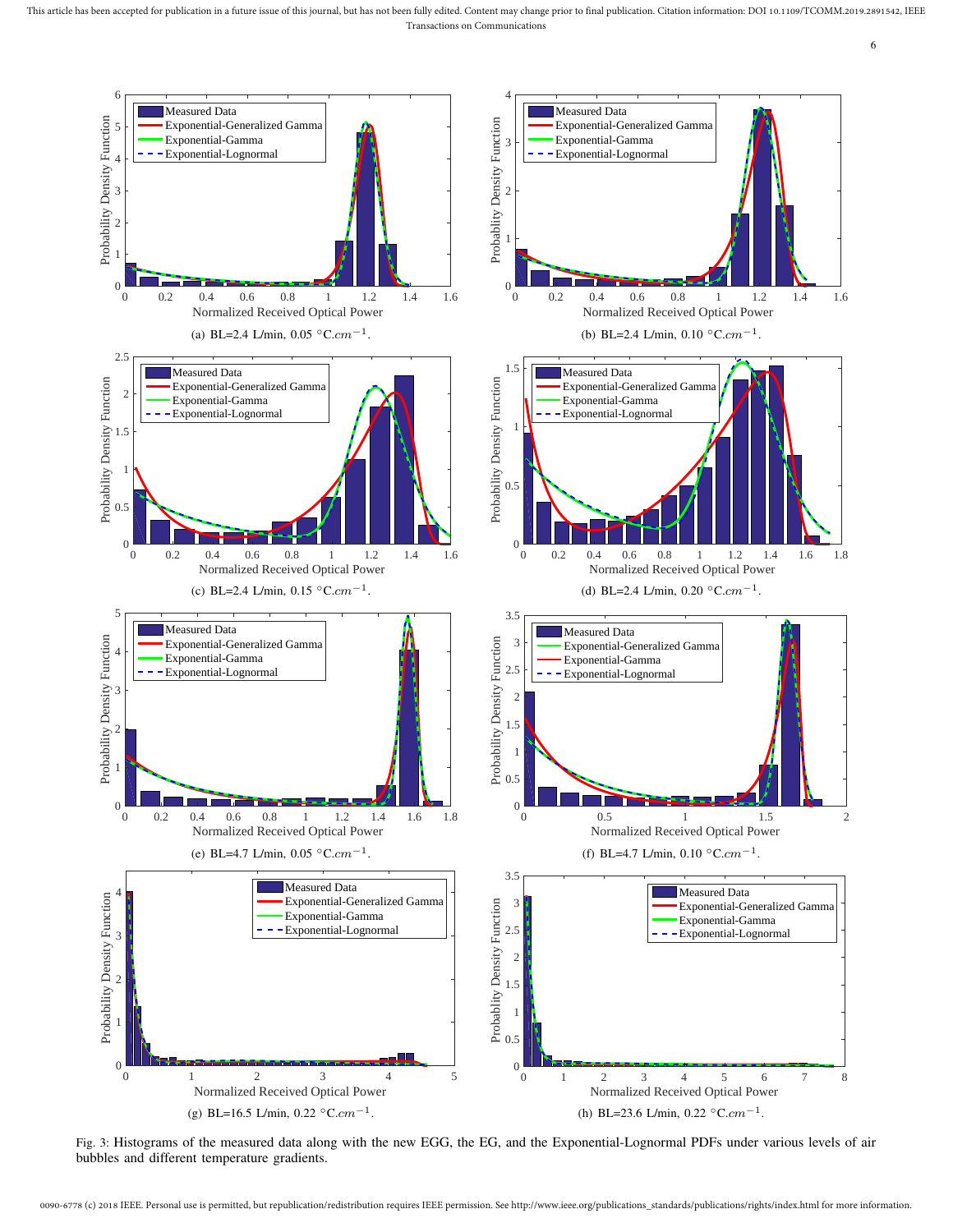(a) BL=2.4 L/min, 0.05 °C.$cm^{-1}$.

(b) BL=2.4 L/min, 0.10 °C.$cm^{-1}$.

(c) BL=2.4 L/min, 0.15 °C.$cm^{-1}$.

(d) BL=2.4 L/min, 0.20 °C.$cm^{-1}$.

(e) BL=4.7 L/min, 0.05 °C.$cm^{-1}$.

(f) BL=4.7 L/min, 0.10 °C.$cm^{-1}$.

(g) BL=16.5 L/min, 0.22 °C.$cm^{-1}$.

(h) BL=23.6 L/min, 0.22 °C.$cm^{-1}$.

Fig. 3: Histograms of the measured data along with the new EGG, the EG, and the Exponential-Lognormal PDFs under various levels of air bubbles and different temperature gradients.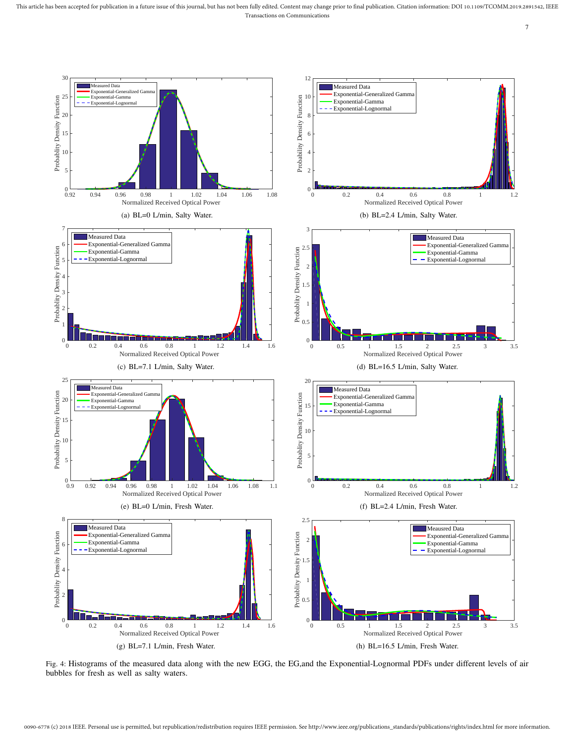(a) BL=0 L/min, Salty Water.

(b) BL=2.4 L/min, Salty Water.

(c) BL=7.1 L/min, Salty Water.

(d) BL=16.5 L/min, Salty Water.

(e) BL=0 L/min, Fresh Water.

(f) BL=2.4 L/min, Fresh Water.

(g) BL=7.1 L/min, Fresh Water.

(h) BL=16.5 L/min, Fresh Water.

Fig. 4: Histograms of the measured data along with the new EGG, the EG,and the Exponential-Lognormal PDFs under different levels of air bubbles for fresh as well as salty waters.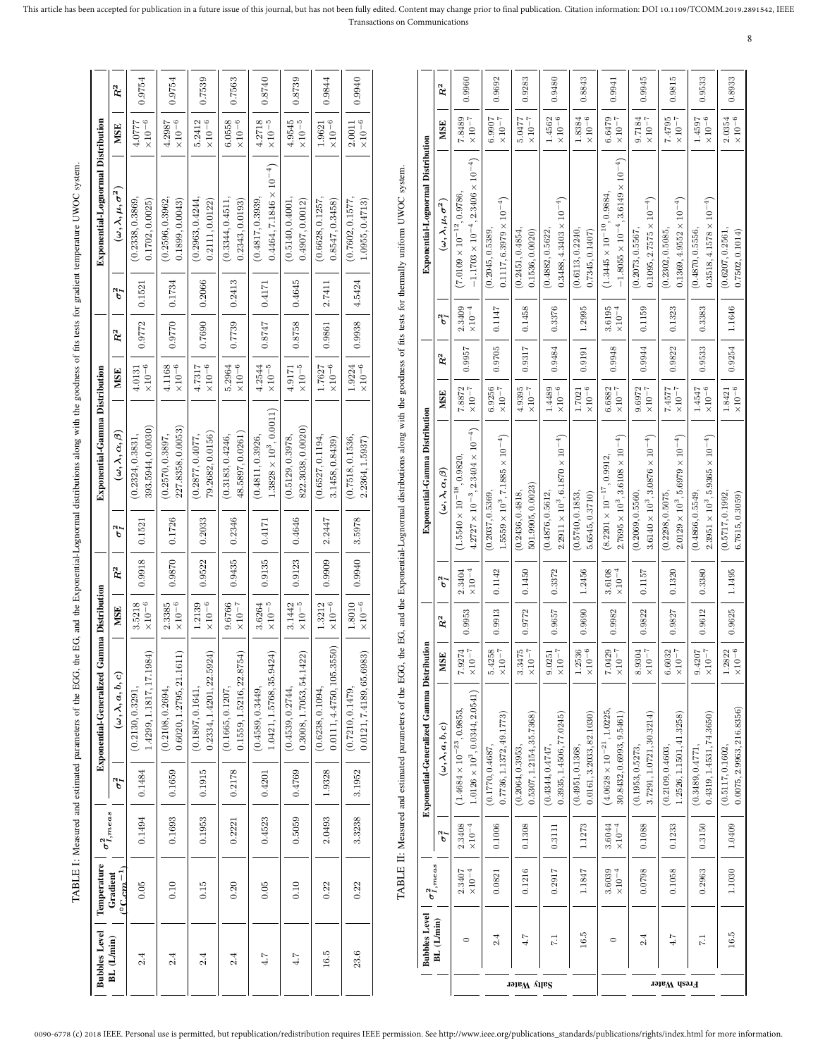TABLE I: Measured and estimated parameters of the EGG, the EG, and the Exponential-Lognormal distributions along with the goodness of fits tests for gradient temperature UWOC system.

| Bubbles Level BL (L/min) | Temperature Gradient (°C.cm$^{-1}$) | $\sigma^2_{I,meas}$ | Exponential-Generalized Gamma Distribution | | | | Exponential-Gamma Distribution | | | | Exponential-Lognormal Distribution | | | |
|---|---|---|---|---|---|---|---|---|---|---|---|---|---|---|
| | | | $\sigma_I^2$ | $(\omega, \lambda, a, b, c)$ | MSE | $R^2$ | $\sigma_I^2$ | $(\omega, \lambda, \alpha, \beta)$ | MSE | $R^2$ | $\sigma_I^2$ | $(\omega, \lambda, \mu, \sigma^2)$ | MSE | $R^2$ |
| 2.4 | 0.05 | 0.1494 | 0.1484 | (0.2130, 0.3291, 1.4299, 1.1817, 17.1984) | 3.5218 $\times 10^{-6}$ | 0.9918 | 0.1521 | (0.2324, 0.3831, 393.5944, 0.0030) | 4.0131 $\times 10^{-6}$ | 0.9772 | 0.1521 | (0.2338, 0.3869, 0.1702, 0.0025) | 4.0777 $\times 10^{-6}$ | 0.9754 |
| 2.4 | 0.10 | 0.1693 | 0.1659 | (0.2108, 0.2694, 0.6020, 1.2795, 21.1611) | 2.3385 $\times 10^{-6}$ | 0.9870 | 0.1726 | (0.2570, 0.3897, 227.8358, 0.0053) | 4.1168 $\times 10^{-6}$ | 0.9770 | 0.1734 | (0.2596, 0.3962, 0.1899, 0.0043) | 4.2987 $\times 10^{-6}$ | 0.9754 |
| 2.4 | 0.15 | 0.1953 | 0.1915 | (0.1807, 0.1641, 0.2334, 1.4201, 22.5924) | 1.2139 $\times 10^{-6}$ | 0.9522 | 0.2033 | (0.2877, 0.4077, 79.2682, 0.0156) | 4.7317 $\times 10^{-6}$ | 0.7690 | 0.2066 | (0.2963, 0.4244, 0.2111, 0.0122) | 5.2412 $\times 10^{-6}$ | 0.7539 |
| 2.4 | 0.20 | 0.2221 | 0.2178 | (0.1665, 0.1207, 0.1559, 1.5216, 22.8754) | 9.6766 $\times 10^{-7}$ | 0.9435 | 0.2346 | (0.3183, 0.4246, 48.5897, 0.0261) | 5.2964 $\times 10^{-6}$ | 0.7739 | 0.2413 | (0.3344, 0.4511, 0.2343, 0.0193) | 6.0558 $\times 10^{-6}$ | 0.7563 |
| 4.7 | 0.05 | 0.4523 | 0.4201 | (0.4589, 0.3449, 1.0421, 1.5768, 35.9424) | 3.6264 $\times 10^{-5}$ | 0.9135 | 0.4171 | (0.4811, 0.3926, $1.3828 \times 10^3$, 0.0011) | 4.2544 $\times 10^{-5}$ | 0.8747 | 0.4171 | (0.4817, 0.3939, 0.4464, $7.1846 \times 10^{-4}$) | 4.2718 $\times 10^{-5}$ | 0.8740 |
| 4.7 | 0.10 | 0.5059 | 0.4769 | (0.4539, 0.2744, 0.3008, 1.7053, 54.1422) | 3.1442 $\times 10^{-5}$ | 0.9123 | 0.4646 | (0.5129, 0.3978, 822.3038, 0.0020) | 4.9171 $\times 10^{-5}$ | 0.8758 | 0.4645 | (0.5140, 0.4001, 0.4907, 0.0012) | 4.9545 $\times 10^{-5}$ | 0.8739 |
| 16.5 | 0.22 | 2.0493 | 1.9328 | (0.6238, 0.1094, 0.0111, 4.4750, 105.3550) | 1.3212 $\times 10^{-6}$ | 0.9909 | 2.2447 | (0.6527, 0.1194, 3.1458, 0.8439) | 1.7627 $\times 10^{-6}$ | 0.9861 | 2.7411 | (0.6628, 0.1257, 0.8547, 0.3458) | 1.9621 $\times 10^{-6}$ | 0.9844 |
| 23.6 | 0.22 | 3.3238 | 3.1952 | (0.7210, 0.1479, 0.0121, 7.4189, 65.6983) | 1.8010 $\times 10^{-6}$ | 0.9940 | 3.5978 | (0.7518, 0.1536, 2.2364, 1.5937) | 1.9224 $\times 10^{-6}$ | 0.9938 | 4.5424 | (0.7602, 0.1577, 1.0955, 0.4713) | 2.0011 $\times 10^{-6}$ | 0.9940 |

TABLE II: Measured and estimated parameters of the EGG, the EG, and the Exponential-Lognormal distributions along with the goodness of fits tests for thermally uniform UWOC system.

| | Bubbles Level BL (L/min) | $\sigma^2_{I,meas}$ | Exponential-Generalized Gamma Distribution | | | | Exponential-Gamma Distribution | | | | Exponential-Lognormal Distribution | | | |
|---|---|---|---|---|---|---|---|---|---|---|---|---|---|---|
| | | | $\sigma_I^2$ | $(\omega, \lambda, a, b, c)$ | MSE | $R^2$ | $\sigma_I^2$ | $(\omega, \lambda, \alpha, \beta)$ | MSE | $R^2$ | $\sigma_I^2$ | $(\omega, \lambda, \mu, \sigma^2)$ | MSE | $R^2$ |
| Salty Water | 0 | 2.3407 $\times 10^{-4}$ | 2.3408 $\times 10^{-4}$ | $(1.4684 \times 10^{-23}, 0.9853, 1.0126 \times 10^3, 0.0344, 2.0541)$ | 7.9274 $\times 10^{-7}$ | 0.9953 | 2.3404 $\times 10^{-4}$ | $(1.5540 \times 10^{-18}, 0.9820, 4.2727 \times 10^{-3}, 2.3404 \times 10^{-4})$ | 7.8872 $\times 10^{-7}$ | 0.9957 | 2.3409 $\times 10^{-4}$ | $(7.0109 \times 10^{-12}, 0.9786, -1.1703 \times 10^{-4}, 2.3406 \times 10^{-4})$ | 7.8489 $\times 10^{-7}$ | 0.9960 |
| Salty Water | 2.4 | 0.0821 | 0.1006 | (0.1770, 0.4687, 0.7736, 1.1372, 49.1773) | 5.4258 $\times 10^{-7}$ | 0.9913 | 0.1142 | (0.2037, 0.5369, $1.5559 \times 10^3$, $7.1885 \times 10^{-4}$) | 6.9256 $\times 10^{-7}$ | 0.9705 | 0.1147 | (0.2045, 0.5389, 0.1117, $6.3979 \times 10^{-4}$) | 6.9907 $\times 10^{-7}$ | 0.9692 |
| Salty Water | 4.7 | 0.1216 | 0.1308 | (0.2064, 0.3953, 0.5307, 1.2154, 35.7368) | 3.3475 $\times 10^{-7}$ | 0.9772 | 0.1450 | (0.2436, 0.4818, 501.9905, 0.0023) | 4.9395 $\times 10^{-7}$ | 0.9317 | 0.1458 | (0.2451, 0.4854, 0.1536, 0.0020) | 5.0477 $\times 10^{-7}$ | 0.9283 |
| Salty Water | 7.1 | 0.2917 | 0.3111 | (0.4344, 0.4747, 0.3935, 1.4506, 77.0245) | 9.0251 $\times 10^{-7}$ | 0.9657 | 0.3372 | (0.4876, 0.5612, $2.2911 \times 10^3$, $6.1870 \times 10^{-4}$) | 1.4489 $\times 10^{-6}$ | 0.9484 | 0.3376 | (0.4882, 0.5622, 0.3488, $4.3403 \times 10^{-4}$) | 1.4562 $\times 10^{-6}$ | 0.9480 |
| Salty Water | 16.5 | 1.1847 | 1.1273 | (0.4951, 0.1368, 0.0161, 3.2033, 82.1030) | 1.2536 $\times 10^{-6}$ | 0.9690 | 1.2456 | (0.5740, 0.1853, 5.6545, 0.3710) | 1.7021 $\times 10^{-6}$ | 0.9191 | 1.2995 | (0.6113, 0.2240, 0.7345, 0.1407) | 1.8384 $\times 10^{-6}$ | 0.8843 |
| Fresh Water | 0 | 3.6039 $\times 10^{-4}$ | 3.6044 $\times 10^{-4}$ | $(4.0628 \times 10^{-21}, 1.0225, 30.8432, 0.6993, 9.5461)$ | 7.0429 $\times 10^{-7}$ | 0.9982 | 3.6108 $\times 10^{-4}$ | $(8.2201 \times 10^{-17}, 0.9912, 2.7695 \times 10^3, 3.6108 \times 10^{-4})$ | 6.6882 $\times 10^{-7}$ | 0.9948 | 3.6195 $\times 10^{-4}$ | $(1.3445 \times 10^{-10}, 0.9884, -1.8055 \times 10^{-4}, 3.6149 \times 10^{-4})$ | 6.6479 $\times 10^{-7}$ | 0.9941 |
| Fresh Water | 2.4 | 0.0798 | 0.1088 | (0.1953, 0.5273, 3.7291, 1.0721, 30.3214) | 8.9304 $\times 10^{-7}$ | 0.9822 | 0.1157 | (0.2069, 0.5560, $3.6140 \times 10^3$, $3.0876 \times 10^{-4}$) | 9.6972 $\times 10^{-7}$ | 0.9944 | 0.1159 | (0.2073, 0.5567, 0.1095, $2.7575 \times 10^{-4}$) | 9.7184 $\times 10^{-7}$ | 0.9945 |
| Fresh Water | 4.7 | 0.1058 | 0.1233 | (0.2109, 0.4603, 1.2526, 1.1501, 41.3258) | 6.6032 $\times 10^{-7}$ | 0.9827 | 0.1320 | (0.2298, 0.5075, $2.0129 \times 10^3$, $5.6979 \times 10^{-4}$) | 7.4577 $\times 10^{-7}$ | 0.9822 | 0.1323 | (0.2302, 0.5085, 0.1369, $4.9552 \times 10^{-4}$) | 7.4795 $\times 10^{-7}$ | 0.9815 |
| Fresh Water | 7.1 | 0.2963 | 0.3150 | (0.3489, 0.4771, 0.4319, 1.4531, 74.3650) | 9.4207 $\times 10^{-7}$ | 0.9612 | 0.3380 | (0.4866, 0.5549, $2.3951 \times 10^3$, $5.9365 \times 10^{-4}$) | 1.4547 $\times 10^{-6}$ | 0.9533 | 0.3383 | (0.4870, 0.5556, 0.3518, $4.1578 \times 10^{-4}$) | 1.4597 $\times 10^{-6}$ | 0.9533 |
| Fresh Water | 16.5 | 1.1030 | 1.0409 | (0.5117, 0.1602, 0.0075, 2.9963, 216.8356) | 1.2822 $\times 10^{-6}$ | 0.9625 | 1.1495 | (0.5717, 0.1992, 6.7615, 0.3059) | 1.8421 $\times 10^{-6}$ | 0.9254 | 1.1646 | (0.6207, 0.2561, 0.7502, 0.1014) | 2.0354 $\times 10^{-6}$ | 0.8933 |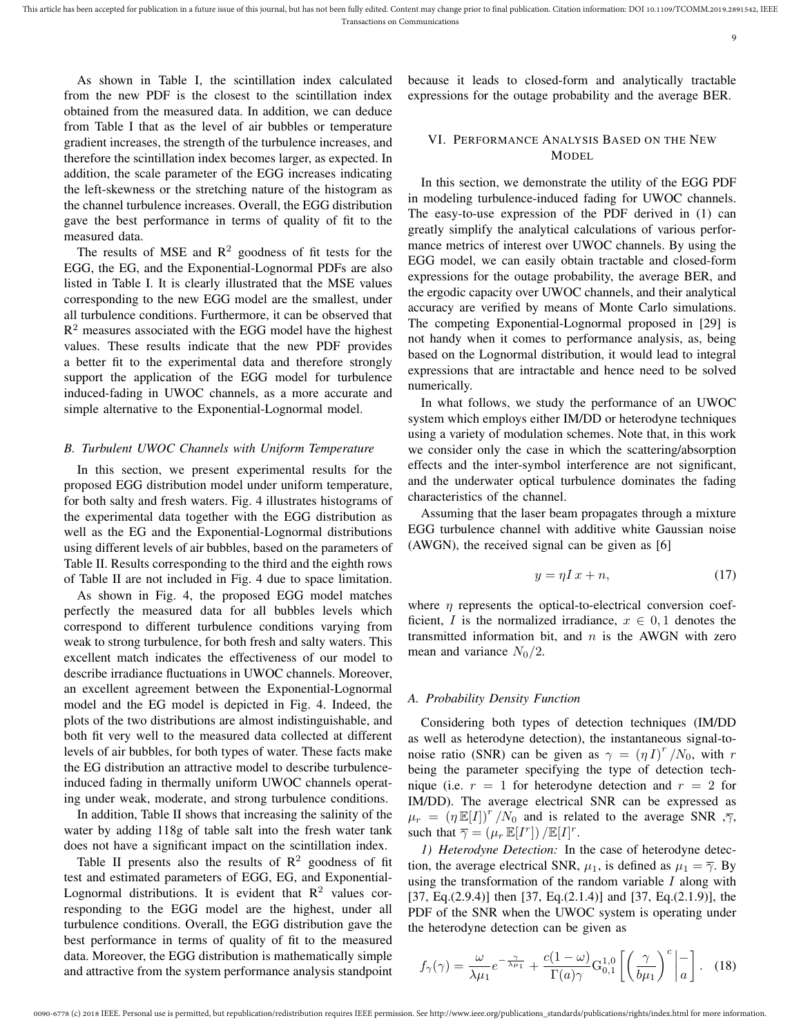As shown in Table I, the scintillation index calculated from the new PDF is the closest to the scintillation index obtained from the measured data. In addition, we can deduce from Table I that as the level of air bubbles or temperature gradient increases, the strength of the turbulence increases, and therefore the scintillation index becomes larger, as expected. In addition, the scale parameter of the EGG increases indicating the left-skewness or the stretching nature of the histogram as the channel turbulence increases. Overall, the EGG distribution gave the best performance in terms of quality of fit to the measured data.

The results of MSE and $R^2$ goodness of fit tests for the EGG, the EG, and the Exponential-Lognormal PDFs are also listed in Table I. It is clearly illustrated that the MSE values corresponding to the new EGG model are the smallest, under all turbulence conditions. Furthermore, it can be observed that $R^2$ measures associated with the EGG model have the highest values. These results indicate that the new PDF provides a better fit to the experimental data and therefore strongly support the application of the EGG model for turbulence induced-fading in UWOC channels, as a more accurate and simple alternative to the Exponential-Lognormal model.

### B. Turbulent UWOC Channels with Uniform Temperature

In this section, we present experimental results for the proposed EGG distribution model under uniform temperature, for both salty and fresh waters. Fig. 4 illustrates histograms of the experimental data together with the EGG distribution as well as the EG and the Exponential-Lognormal distributions using different levels of air bubbles, based on the parameters of Table II. Results corresponding to the third and the eighth rows of Table II are not included in Fig. 4 due to space limitation.

As shown in Fig. 4, the proposed EGG model matches perfectly the measured data for all bubbles levels which correspond to different turbulence conditions varying from weak to strong turbulence, for both fresh and salty waters. This excellent match indicates the effectiveness of our model to describe irradiance fluctuations in UWOC channels. Moreover, an excellent agreement between the Exponential-Lognormal model and the EG model is depicted in Fig. 4. Indeed, the plots of the two distributions are almost indistinguishable, and both fit very well to the measured data collected at different levels of air bubbles, for both types of water. These facts make the EG distribution an attractive model to describe turbulence-induced fading in thermally uniform UWOC channels operating under weak, moderate, and strong turbulence conditions.

In addition, Table II shows that increasing the salinity of the water by adding 118g of table salt into the fresh water tank does not have a significant impact on the scintillation index.

Table II presents also the results of $R^2$ goodness of fit test and estimated parameters of EGG, EG, and Exponential-Lognormal distributions. It is evident that $R^2$ values corresponding to the EGG model are the highest, under all turbulence conditions. Overall, the EGG distribution gave the best performance in terms of quality of fit to the measured data. Moreover, the EGG distribution is mathematically simple and attractive from the system performance analysis standpoint because it leads to closed-form and analytically tractable expressions for the outage probability and the average BER.

## VI. Performance Analysis Based on the New Model

In this section, we demonstrate the utility of the EGG PDF in modeling turbulence-induced fading for UWOC channels. The easy-to-use expression of the PDF derived in (1) can greatly simplify the analytical calculations of various performance metrics of interest over UWOC channels. By using the EGG model, we can easily obtain tractable and closed-form expressions for the outage probability, the average BER, and the ergodic capacity over UWOC channels, and their analytical accuracy are verified by means of Monte Carlo simulations. The competing Exponential-Lognormal proposed in [29] is not handy when it comes to performance analysis, as, being based on the Lognormal distribution, it would lead to integral expressions that are intractable and hence need to be solved numerically.

In what follows, we study the performance of an UWOC system which employs either IM/DD or heterodyne techniques using a variety of modulation schemes. Note that, in this work we consider only the case in which the scattering/absorption effects and the inter-symbol interference are not significant, and the underwater optical turbulence dominates the fading characteristics of the channel.

Assuming that the laser beam propagates through a mixture EGG turbulence channel with additive white Gaussian noise (AWGN), the received signal can be given as [6]

$$y = \eta I \, x + n, \tag{17}$$

where $\eta$ represents the optical-to-electrical conversion coefficient, $I$ is the normalized irradiance, $x \in 0, 1$ denotes the transmitted information bit, and $n$ is the AWGN with zero mean and variance $N_0/2$.

### A. Probability Density Function

Considering both types of detection techniques (IM/DD as well as heterodyne detection), the instantaneous signal-to-noise ratio (SNR) can be given as $\gamma = (\eta I)^r / N_0$, with $r$ being the parameter specifying the type of detection technique (i.e. $r = 1$ for heterodyne detection and $r = 2$ for IM/DD). The average electrical SNR can be expressed as $\mu_r = (\eta \, \mathbb{E}[I])^r / N_0$ and is related to the average SNR ,$\overline{\gamma}$, such that $\overline{\gamma} = (\mu_r \, \mathbb{E}[I^r]) / \mathbb{E}[I]^r$.

*1) Heterodyne Detection:* In the case of heterodyne detection, the average electrical SNR, $\mu_1$, is defined as $\mu_1 = \overline{\gamma}$. By using the transformation of the random variable $I$ along with [37, Eq.(2.9.4)] then [37, Eq.(2.1.4)] and [37, Eq.(2.1.9)], the PDF of the SNR when the UWOC system is operating under the heterodyne detection can be given as

$$f_\gamma(\gamma) = \frac{\omega}{\lambda \mu_1} e^{-\frac{\gamma}{\lambda \mu_1}} + \frac{c(1-\omega)}{\Gamma(a)\gamma} \mathrm{G}_{0,1}^{1,0}\left[ \left( \frac{\gamma}{b \mu_1} \right)^c \middle| \begin{matrix} - \\ a \end{matrix} \right]. \tag{18}$$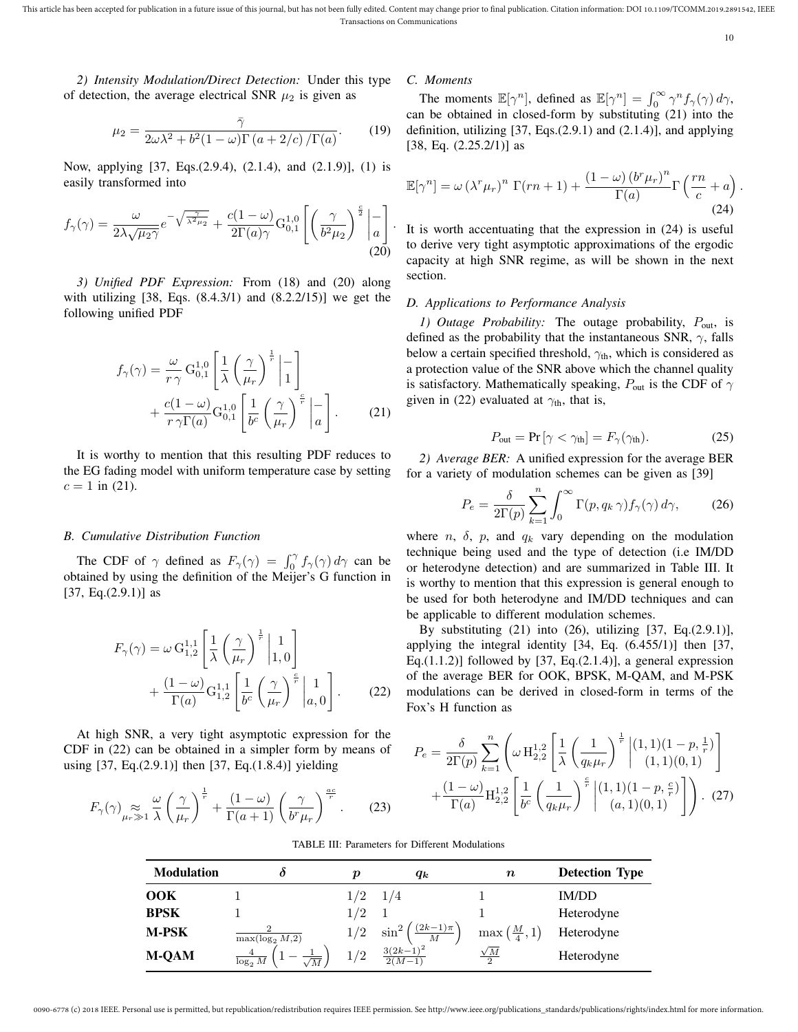*2) Intensity Modulation/Direct Detection:* Under this type of detection, the average electrical SNR $\mu_2$ is given as

$$\mu_2 = \frac{\bar{\gamma}}{2\omega\lambda^2 + b^2(1-\omega)\Gamma\left(a + 2/c\right)/\Gamma(a)}. \quad (19)$$

Now, applying [37, Eqs.(2.9.4), (2.1.4), and (2.1.9)], (1) is easily transformed into

$$f_\gamma(\gamma) = \frac{\omega}{2\lambda\sqrt{\mu_2\gamma}} e^{-\sqrt{\frac{\gamma}{\lambda^2\mu_2}}} + \frac{c(1-\omega)}{2\Gamma(a)\gamma} \mathrm{G}_{0,1}^{1,0}\left[\left(\frac{\gamma}{b^2\mu_2}\right)^{\frac{c}{2}} \middle| \begin{matrix} - \\ a \end{matrix}\right]. \quad (20)$$

*3) Unified PDF Expression:* From (18) and (20) along with utilizing [38, Eqs. (8.4.3/1) and (8.2.2/15)] we get the following unified PDF

$$f_\gamma(\gamma) = \frac{\omega}{r\,\gamma}\,\mathrm{G}_{0,1}^{1,0}\left[\frac{1}{\lambda}\left(\frac{\gamma}{\mu_r}\right)^{\frac{1}{r}} \middle| \begin{matrix} - \\ 1 \end{matrix}\right] + \frac{c(1-\omega)}{r\,\gamma\Gamma(a)}\mathrm{G}_{0,1}^{1,0}\left[\frac{1}{b^c}\left(\frac{\gamma}{\mu_r}\right)^{\frac{c}{r}} \middle| \begin{matrix} - \\ a \end{matrix}\right]. \quad (21)$$

It is worthy to mention that this resulting PDF reduces to the EG fading model with uniform temperature case by setting $c = 1$ in (21).

### B. Cumulative Distribution Function

The CDF of $\gamma$ defined as $F_\gamma(\gamma) = \int_0^\gamma f_\gamma(\gamma)\,d\gamma$ can be obtained by using the definition of the Meijer's G function in [37, Eq.(2.9.1)] as

$$F_\gamma(\gamma) = \omega\,\mathrm{G}_{1,2}^{1,1}\left[\frac{1}{\lambda}\left(\frac{\gamma}{\mu_r}\right)^{\frac{1}{r}} \middle| \begin{matrix} 1 \\ 1, 0 \end{matrix}\right] + \frac{(1-\omega)}{\Gamma(a)}\mathrm{G}_{1,2}^{1,1}\left[\frac{1}{b^c}\left(\frac{\gamma}{\mu_r}\right)^{\frac{c}{r}} \middle| \begin{matrix} 1 \\ a, 0 \end{matrix}\right]. \quad (22)$$

At high SNR, a very tight asymptotic expression for the CDF in (22) can be obtained in a simpler form by means of using [37, Eq.(2.9.1)] then [37, Eq.(1.8.4)] yielding

$$F_\gamma(\gamma) \underset{\mu_r \gg 1}{\approx} \frac{\omega}{\lambda}\left(\frac{\gamma}{\mu_r}\right)^{\frac{1}{r}} + \frac{(1-\omega)}{\Gamma(a+1)}\left(\frac{\gamma}{b^r\mu_r}\right)^{\frac{ac}{r}}. \quad (23)$$

### C. Moments

The moments $\mathbb{E}[\gamma^n]$, defined as $\mathbb{E}[\gamma^n] = \int_0^\infty \gamma^n f_\gamma(\gamma)\,d\gamma$, can be obtained in closed-form by substituting (21) into the definition, utilizing [37, Eqs.(2.9.1) and (2.1.4)], and applying [38, Eq. (2.25.2/1)] as

$$\mathbb{E}[\gamma^n] = \omega\left(\lambda^r\mu_r\right)^n\,\Gamma(rn+1) + \frac{(1-\omega)\left(b^r\mu_r\right)^n}{\Gamma(a)}\Gamma\left(\frac{rn}{c} + a\right). \quad (24)$$

It is worth accentuating that the expression in (24) is useful to derive very tight asymptotic approximations of the ergodic capacity at high SNR regime, as will be shown in the next section.

### D. Applications to Performance Analysis

*1) Outage Probability:* The outage probability, $P_{\text{out}}$, is defined as the probability that the instantaneous SNR, $\gamma$, falls below a certain specified threshold, $\gamma_{\text{th}}$, which is considered as a protection value of the SNR above which the channel quality is satisfactory. Mathematically speaking, $P_{\text{out}}$ is the CDF of $\gamma$ given in (22) evaluated at $\gamma_{\text{th}}$, that is,

$$P_{\text{out}} = \Pr\left[\gamma < \gamma_{\text{th}}\right] = F_\gamma(\gamma_{\text{th}}). \quad (25)$$

*2) Average BER:* A unified expression for the average BER for a variety of modulation schemes can be given as [39]

$$P_e = \frac{\delta}{2\Gamma(p)}\sum_{k=1}^{n}\int_0^\infty \Gamma(p, q_k\,\gamma) f_\gamma(\gamma)\,d\gamma, \quad (26)$$

where $n$, $\delta$, $p$, and $q_k$ vary depending on the modulation technique being used and the type of detection (i.e IM/DD or heterodyne detection) and are summarized in Table III. It is worthy to mention that this expression is general enough to be used for both heterodyne and IM/DD techniques and can be applicable to different modulation schemes.

By substituting (21) into (26), utilizing [37, Eq.(2.9.1)], applying the integral identity [34, Eq. (6.455/1)] then [37, Eq.(1.1.2)] followed by [37, Eq.(2.1.4)], a general expression of the average BER for OOK, BPSK, M-QAM, and M-PSK modulations can be derived in closed-form in terms of the Fox's H function as

$$P_e = \frac{\delta}{2\Gamma(p)}\sum_{k=1}^{n}\left(\omega\,\mathrm{H}_{2,2}^{1,2}\left[\frac{1}{\lambda}\left(\frac{1}{q_k\mu_r}\right)^{\frac{1}{r}} \middle| \begin{matrix} (1,1)(1-p,\frac{1}{r}) \\ (1,1)(0,1) \end{matrix}\right] + \frac{(1-\omega)}{\Gamma(a)}\mathrm{H}_{2,2}^{1,2}\left[\frac{1}{b^c}\left(\frac{1}{q_k\mu_r}\right)^{\frac{c}{r}} \middle| \begin{matrix} (1,1)(1-p,\frac{c}{r}) \\ (a,1)(0,1) \end{matrix}\right]\right). \quad (27)$$

TABLE III: Parameters for Different Modulations

| **Modulation** | $\delta$ | $p$ | $q_k$ | $n$ | **Detection Type** |
|---|---|---|---|---|---|
| **OOK** | $1$ | $1/2$ | $1/4$ | $1$ | IM/DD |
| **BPSK** | $1$ | $1/2$ | $1$ | $1$ | Heterodyne |
| **M-PSK** | $\frac{2}{\max(\log_2 M, 2)}$ | $1/2$ | $\sin^2\left(\frac{(2k-1)\pi}{M}\right)$ | $\max\left(\frac{M}{4}, 1\right)$ | Heterodyne |
| **M-QAM** | $\frac{4}{\log_2 M}\left(1 - \frac{1}{\sqrt{M}}\right)$ | $1/2$ | $\frac{3(2k-1)^2}{2(M-1)}$ | $\frac{\sqrt{M}}{2}$ | Heterodyne |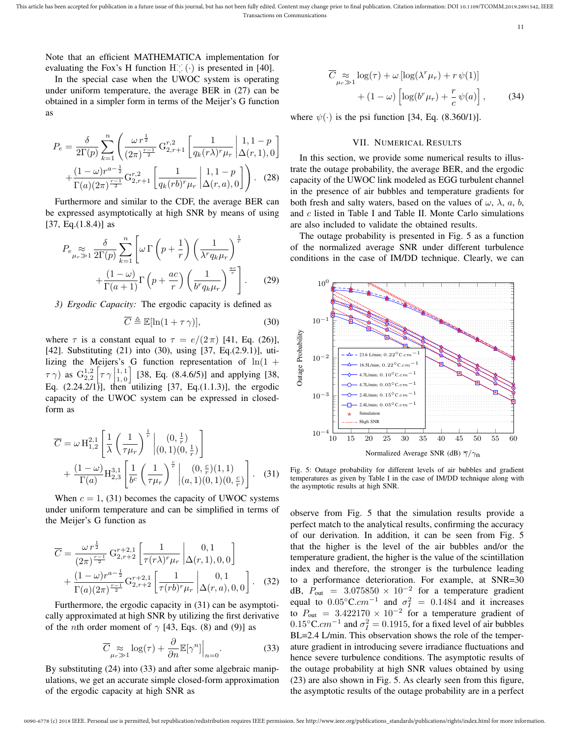Note that an efficient MATHEMATICA implementation for evaluating the Fox's H function $\mathrm{H}_{\cdot,\cdot}^{\cdot,\cdot}(\cdot)$ is presented in [40].

In the special case when the UWOC system is operating under uniform temperature, the average BER in (27) can be obtained in a simpler form in terms of the Meijer's G function as

$$P_e = \frac{\delta}{2\Gamma(p)} \sum_{k=1}^{n} \left( \frac{\omega\, r^{\frac{1}{2}}}{(2\pi)^{\frac{r-1}{2}}}\, \mathrm{G}_{2,r+1}^{r,2}\left[ \frac{1}{q_k (r\lambda)^r \mu_r} \,\middle|\, \begin{matrix} 1, 1-p \\ \Delta(r,1), 0 \end{matrix} \right] + \frac{(1-\omega) r^{a-\frac{1}{2}}}{\Gamma(a)(2\pi)^{\frac{r-1}{2}}} \mathrm{G}_{2,r+1}^{r,2}\left[ \frac{1}{q_k (rb)^r \mu_r} \,\middle|\, \begin{matrix} 1, 1-p \\ \Delta(r,a), 0 \end{matrix} \right] \right). \quad (28)$$

Furthermore and similar to the CDF, the average BER can be expressed asymptotically at high SNR by means of using [37, Eq.(1.8.4)] as

$$P_e \underset{\mu_r \gg 1}{\approx} \frac{\delta}{2\Gamma(p)} \sum_{k=1}^{n} \left[ \omega\, \Gamma\left(p + \frac{1}{r}\right) \left( \frac{1}{\lambda^r q_k \mu_r} \right)^{\frac{1}{r}} + \frac{(1-\omega)}{\Gamma(a+1)} \Gamma\left(p + \frac{ac}{r}\right) \left( \frac{1}{b^r q_k \mu_r} \right)^{\frac{ac}{r}} \right]. \quad (29)$$

*3) Ergodic Capacity:* The ergodic capacity is defined as

$$\overline{C} \triangleq \mathbb{E}[\ln(1 + \tau\, \gamma)], \quad (30)$$

where $\tau$ is a constant equal to $\tau = e/(2\,\pi)$ [41, Eq. (26)], [42]. Substituting (21) into (30), using [37, Eq.(2.9.1)], utilizing the Meijers's G function representation of $\ln(1 + \tau\,\gamma)$ as $\mathrm{G}_{2,2}^{1,2}\left[\tau\,\gamma \,\middle|\, \begin{matrix} 1,1 \\ 1,0 \end{matrix}\right]$ [38, Eq. (8.4.6/5)] and applying [38, Eq. (2.24.2/1)], then utilizing [37, Eq.(1.1.3)], the ergodic capacity of the UWOC system can be expressed in closed-form as

$$\overline{C} = \omega\, \mathrm{H}_{1,2}^{2,1}\left[ \frac{1}{\lambda} \left( \frac{1}{\tau \mu_r} \right)^{\frac{1}{r}} \,\middle|\, \begin{matrix} (0, \frac{1}{r}) \\ (0,1)(0,\frac{1}{r}) \end{matrix} \right] + \frac{(1-\omega)}{\Gamma(a)} \mathrm{H}_{2,3}^{3,1}\left[ \frac{1}{b^c} \left( \frac{1}{\tau \mu_r} \right)^{\frac{c}{r}} \,\middle|\, \begin{matrix} (0, \frac{c}{r})(1,1) \\ (a,1)(0,1)(0,\frac{c}{r}) \end{matrix} \right]. \quad (31)$$

When $c = 1$, (31) becomes the capacity of UWOC systems under uniform temperature and can be simplified in terms of the Meijer's G function as

$$\overline{C} = \frac{\omega\, r^{\frac{1}{2}}}{(2\pi)^{\frac{r-1}{2}}}\, \mathrm{G}_{2,r+2}^{r+2,1}\left[ \frac{1}{\tau (r\lambda)^r \mu_r} \,\middle|\, \begin{matrix} 0, 1 \\ \Delta(r,1), 0, 0 \end{matrix} \right] + \frac{(1-\omega) r^{a-\frac{1}{2}}}{\Gamma(a)(2\pi)^{\frac{r-1}{2}}} \mathrm{G}_{2,r+2}^{r+2,1}\left[ \frac{1}{\tau (rb)^r \mu_r} \,\middle|\, \begin{matrix} 0, 1 \\ \Delta(r,a), 0, 0 \end{matrix} \right]. \quad (32)$$

Furthermore, the ergodic capacity in (31) can be asymptotically approximated at high SNR by utilizing the first derivative of the $n$th order moment of $\gamma$ [43, Eqs. (8) and (9)] as

$$\overline{C} \underset{\mu_r \gg 1}{\approx} \log(\tau) + \frac{\partial}{\partial n} \mathbb{E}[\gamma^n] \Big|_{n=0}. \quad (33)$$

By substituting (24) into (33) and after some algebraic manipulations, we get an accurate simple closed-form approximation of the ergodic capacity at high SNR as

$$\overline{C} \underset{\mu_r \gg 1}{\approx} \log(\tau) + \omega \left[ \log(\lambda^r \mu_r) + r\, \psi(1) \right] + (1-\omega) \left[ \log(b^r \mu_r) + \frac{r}{c}\, \psi(a) \right], \quad (34)$$

where $\psi(\cdot)$ is the psi function [34, Eq. (8.360/1)].

## VII. Numerical Results

In this section, we provide some numerical results to illustrate the outage probability, the average BER, and the ergodic capacity of the UWOC link modeled as EGG turbulent channel in the presence of air bubbles and temperature gradients for both fresh and salty waters, based on the values of $\omega$, $\lambda$, $a$, $b$, and $c$ listed in Table I and Table II. Monte Carlo simulations are also included to validate the obtained results.

The outage probability is presented in Fig. 5 as a function of the normalized average SNR under different turbulence conditions in the case of IM/DD technique. Clearly, we can observe from Fig. 5 that the simulation results provide a perfect match to the analytical results, confirming the accuracy of our derivation. In addition, it can be seen from Fig. 5 that the higher is the level of the air bubbles and/or the temperature gradient, the higher is the value of the scintillation index and therefore, the stronger is the turbulence leading to a performance deterioration. For example, at SNR=30 dB, $P_{\text{out}} = 3.075850 \times 10^{-2}$ for a temperature gradient equal to $0.05°\text{C}.cm^{-1}$ and $\sigma_I^2 = 0.1484$ and it increases to $P_{\text{out}} = 3.422170 \times 10^{-2}$ for a temperature gradient of $0.15°\text{C}.cm^{-1}$ and $\sigma_I^2 = 0.1915$, for a fixed level of air bubbles BL=2.4 L/min. This observation shows the role of the temperature gradient in introducing severe irradiance fluctuations and hence severe turbulence conditions. The asymptotic results of the outage probability at high SNR values obtained by using (23) are also shown in Fig. 5. As clearly seen from this figure, the asymptotic results of the outage probability are in a perfect

Fig. 5: Outage probability for different levels of air bubbles and gradient temperatures as given by Table I in the case of IM/DD technique along with the asymptotic results at high SNR.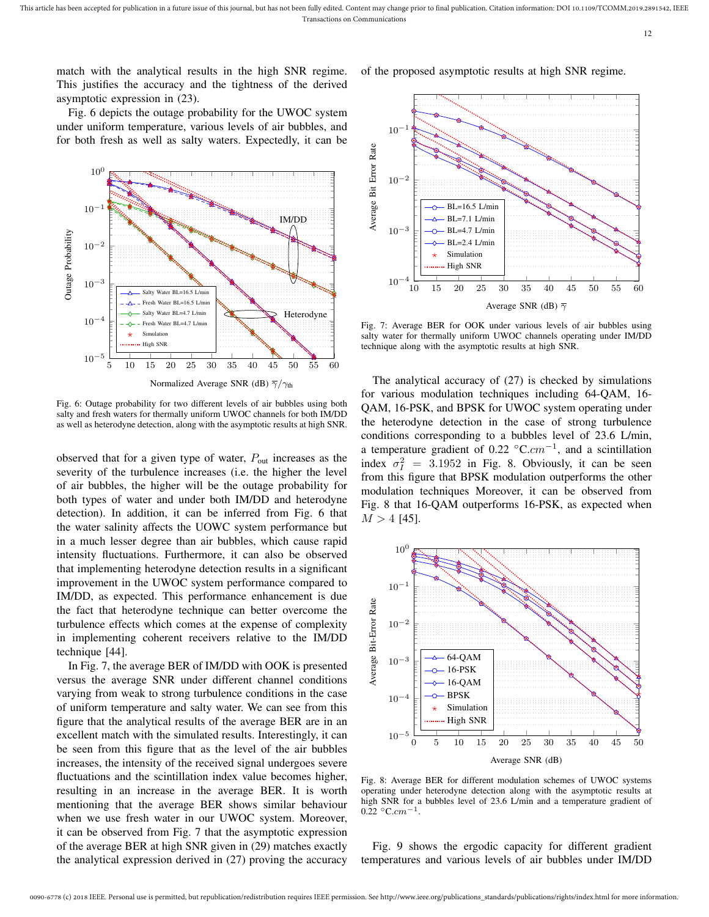match with the analytical results in the high SNR regime. This justifies the accuracy and the tightness of the derived asymptotic expression in (23).

Fig. 6 depicts the outage probability for the UWOC system under uniform temperature, various levels of air bubbles, and for both fresh as well as salty waters. Expectedly, it can be observed that for a given type of water, $P_{\text{out}}$ increases as the severity of the turbulence increases (i.e. the higher the level of air bubbles, the higher will be the outage probability for both types of water and under both IM/DD and heterodyne detection). In addition, it can be inferred from Fig. 6 that the water salinity affects the UOWC system performance but in a much lesser degree than air bubbles, which cause rapid intensity fluctuations. Furthermore, it can also be observed that implementing heterodyne detection results in a significant improvement in the UWOC system performance compared to IM/DD, as expected. This performance enhancement is due the fact that heterodyne technique can better overcome the turbulence effects which comes at the expense of complexity in implementing coherent receivers relative to the IM/DD technique [44].

Fig. 6: Outage probability for two different levels of air bubbles using both salty and fresh waters for thermally uniform UWOC channels for both IM/DD as well as heterodyne detection, along with the asymptotic results at high SNR.

In Fig. 7, the average BER of IM/DD with OOK is presented versus the average SNR under different channel conditions varying from weak to strong turbulence conditions in the case of uniform temperature and salty water. We can see from this figure that the analytical results of the average BER are in an excellent match with the simulated results. Interestingly, it can be seen from this figure that as the level of the air bubbles increases, the intensity of the received signal undergoes severe fluctuations and the scintillation index value becomes higher, resulting in an increase in the average BER. It is worth mentioning that the average BER shows similar behaviour when we use fresh water in our UWOC system. Moreover, it can be observed from Fig. 7 that the asymptotic expression of the average BER at high SNR given in (29) matches exactly the analytical expression derived in (27) proving the accuracy of the proposed asymptotic results at high SNR regime.

Fig. 7: Average BER for OOK under various levels of air bubbles using salty water for thermally uniform UWOC channels operating under IM/DD technique along with the asymptotic results at high SNR.

The analytical accuracy of (27) is checked by simulations for various modulation techniques including 64-QAM, 16-QAM, 16-PSK, and BPSK for UWOC system operating under the heterodyne detection in the case of strong turbulence conditions corresponding to a bubbles level of 23.6 L/min, a temperature gradient of 0.22 °C.$cm^{-1}$, and a scintillation index $\sigma_I^2 = 3.1952$ in Fig. 8. Obviously, it can be seen from this figure that BPSK modulation outperforms the other modulation techniques Moreover, it can be observed from Fig. 8 that 16-QAM outperforms 16-PSK, as expected when $M > 4$ [45].

Fig. 8: Average BER for different modulation schemes of UWOC systems operating under heterodyne detection along with the asymptotic results at high SNR for a bubbles level of 23.6 L/min and a temperature gradient of 0.22 °C.$cm^{-1}$.

Fig. 9 shows the ergodic capacity for different gradient temperatures and various levels of air bubbles under IM/DD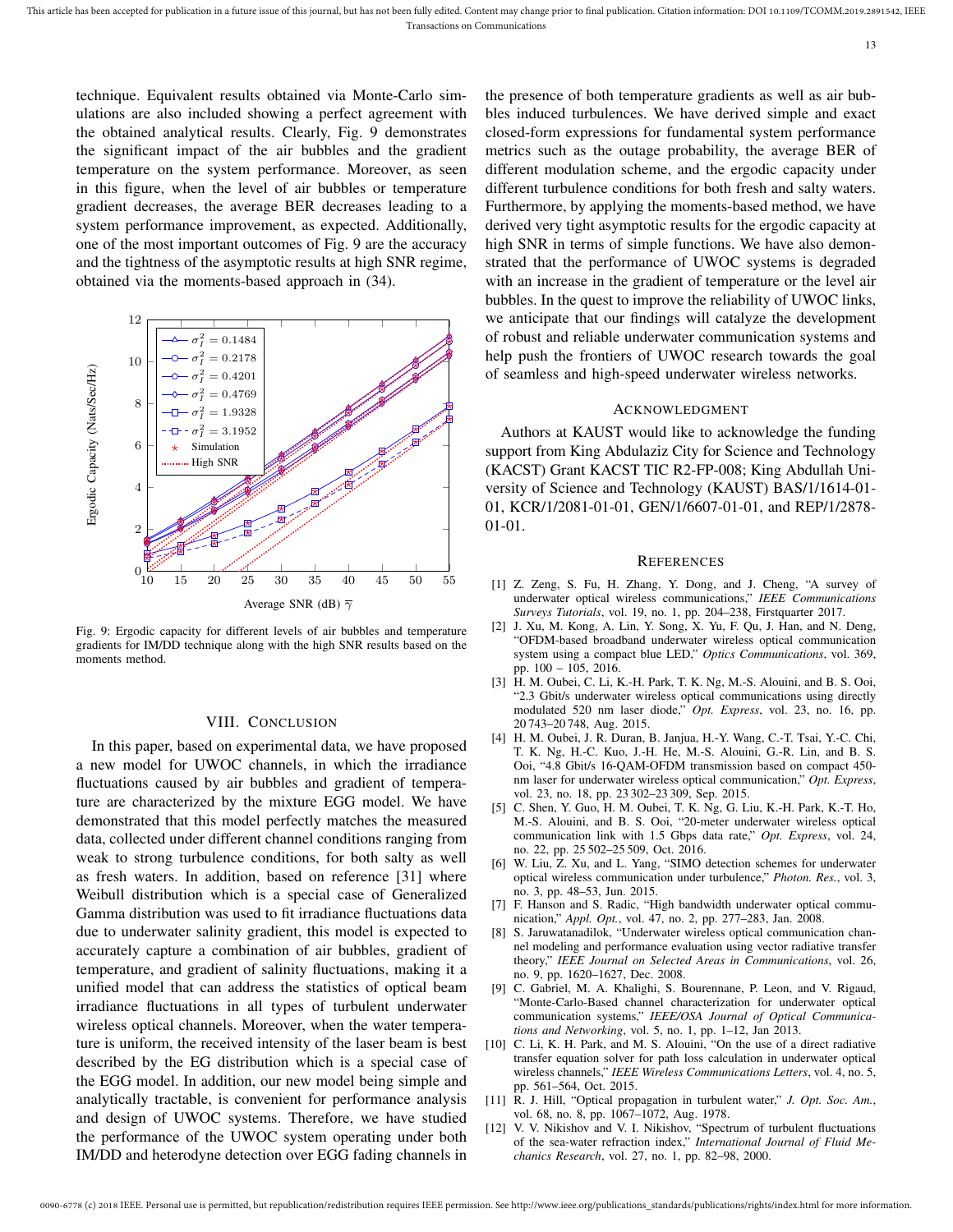technique. Equivalent results obtained via Monte-Carlo simulations are also included showing a perfect agreement with the obtained analytical results. Clearly, Fig. 9 demonstrates the significant impact of the air bubbles and the gradient temperature on the system performance. Moreover, as seen in this figure, when the level of air bubbles or temperature gradient decreases, the average BER decreases leading to a system performance improvement, as expected. Additionally, one of the most important outcomes of Fig. 9 are the accuracy and the tightness of the asymptotic results at high SNR regime, obtained via the moments-based approach in (34).

Fig. 9: Ergodic capacity for different levels of air bubbles and temperature gradients for IM/DD technique along with the high SNR results based on the moments method.

## VIII. Conclusion

In this paper, based on experimental data, we have proposed a new model for UWOC channels, in which the irradiance fluctuations caused by air bubbles and gradient of temperature are characterized by the mixture EGG model. We have demonstrated that this model perfectly matches the measured data, collected under different channel conditions ranging from weak to strong turbulence conditions, for both salty as well as fresh waters. In addition, based on reference [31] where Weibull distribution which is a special case of Generalized Gamma distribution was used to fit irradiance fluctuations data due to underwater salinity gradient, this model is expected to accurately capture a combination of air bubbles, gradient of temperature, and gradient of salinity fluctuations, making it a unified model that can address the statistics of optical beam irradiance fluctuations in all types of turbulent underwater wireless optical channels. Moreover, when the water temperature is uniform, the received intensity of the laser beam is best described by the EG distribution which is a special case of the EGG model. In addition, our new model being simple and analytically tractable, is convenient for performance analysis and design of UWOC systems. Therefore, we have studied the performance of the UWOC system operating under both IM/DD and heterodyne detection over EGG fading channels in the presence of both temperature gradients as well as air bubbles induced turbulences. We have derived simple and exact closed-form expressions for fundamental system performance metrics such as the outage probability, the average BER of different modulation scheme, and the ergodic capacity under different turbulence conditions for both fresh and salty waters. Furthermore, by applying the moments-based method, we have derived very tight asymptotic results for the ergodic capacity at high SNR in terms of simple functions. We have also demonstrated that the performance of UWOC systems is degraded with an increase in the gradient of temperature or the level air bubbles. In the quest to improve the reliability of UWOC links, we anticipate that our findings will catalyze the development of robust and reliable underwater communication systems and help push the frontiers of UWOC research towards the goal of seamless and high-speed underwater wireless networks.

## Acknowledgment

Authors at KAUST would like to acknowledge the funding support from King Abdulaziz City for Science and Technology (KACST) Grant KACST TIC R2-FP-008; King Abdullah University of Science and Technology (KAUST) BAS/1/1614-01-01, KCR/1/2081-01-01, GEN/1/6607-01-01, and REP/1/2878-01-01.

## References

[1] Z. Zeng, S. Fu, H. Zhang, Y. Dong, and J. Cheng, "A survey of underwater optical wireless communications," *IEEE Communications Surveys Tutorials*, vol. 19, no. 1, pp. 204–238, Firstquarter 2017.

[2] J. Xu, M. Kong, A. Lin, Y. Song, X. Yu, F. Qu, J. Han, and N. Deng, "OFDM-based broadband underwater wireless optical communication system using a compact blue LED," *Optics Communications*, vol. 369, pp. 100 – 105, 2016.

[3] H. M. Oubei, C. Li, K.-H. Park, T. K. Ng, M.-S. Alouini, and B. S. Ooi, "2.3 Gbit/s underwater wireless optical communications using directly modulated 520 nm laser diode," *Opt. Express*, vol. 23, no. 16, pp. 20 743–20 748, Aug. 2015.

[4] H. M. Oubei, J. R. Duran, B. Janjua, H.-Y. Wang, C.-T. Tsai, Y.-C. Chi, T. K. Ng, H.-C. Kuo, J.-H. He, M.-S. Alouini, G.-R. Lin, and B. S. Ooi, "4.8 Gbit/s 16-QAM-OFDM transmission based on compact 450-nm laser for underwater wireless optical communication," *Opt. Express*, vol. 23, no. 18, pp. 23 302–23 309, Sep. 2015.

[5] C. Shen, Y. Guo, H. M. Oubei, T. K. Ng, G. Liu, K.-H. Park, K.-T. Ho, M.-S. Alouini, and B. S. Ooi, "20-meter underwater wireless optical communication link with 1.5 Gbps data rate," *Opt. Express*, vol. 24, no. 22, pp. 25 502–25 509, Oct. 2016.

[6] W. Liu, Z. Xu, and L. Yang, "SIMO detection schemes for underwater optical wireless communication under turbulence," *Photon. Res.*, vol. 3, no. 3, pp. 48–53, Jun. 2015.

[7] F. Hanson and S. Radic, "High bandwidth underwater optical communication," *Appl. Opt.*, vol. 47, no. 2, pp. 277–283, Jan. 2008.

[8] S. Jaruwatanadilok, "Underwater wireless optical communication channel modeling and performance evaluation using vector radiative transfer theory," *IEEE Journal on Selected Areas in Communications*, vol. 26, no. 9, pp. 1620–1627, Dec. 2008.

[9] C. Gabriel, M. A. Khalighi, S. Bourennane, P. Leon, and V. Rigaud, "Monte-Carlo-Based channel characterization for underwater optical communication systems," *IEEE/OSA Journal of Optical Communications and Networking*, vol. 5, no. 1, pp. 1–12, Jan 2013.

[10] C. Li, K. H. Park, and M. S. Alouini, "On the use of a direct radiative transfer equation solver for path loss calculation in underwater optical wireless channels," *IEEE Wireless Communications Letters*, vol. 4, no. 5, pp. 561–564, Oct. 2015.

[11] R. J. Hill, "Optical propagation in turbulent water," *J. Opt. Soc. Am.*, vol. 68, no. 8, pp. 1067–1072, Aug. 1978.

[12] V. V. Nikishov and V. I. Nikishov, "Spectrum of turbulent fluctuations of the sea-water refraction index," *International Journal of Fluid Mechanics Research*, vol. 27, no. 1, pp. 82–98, 2000.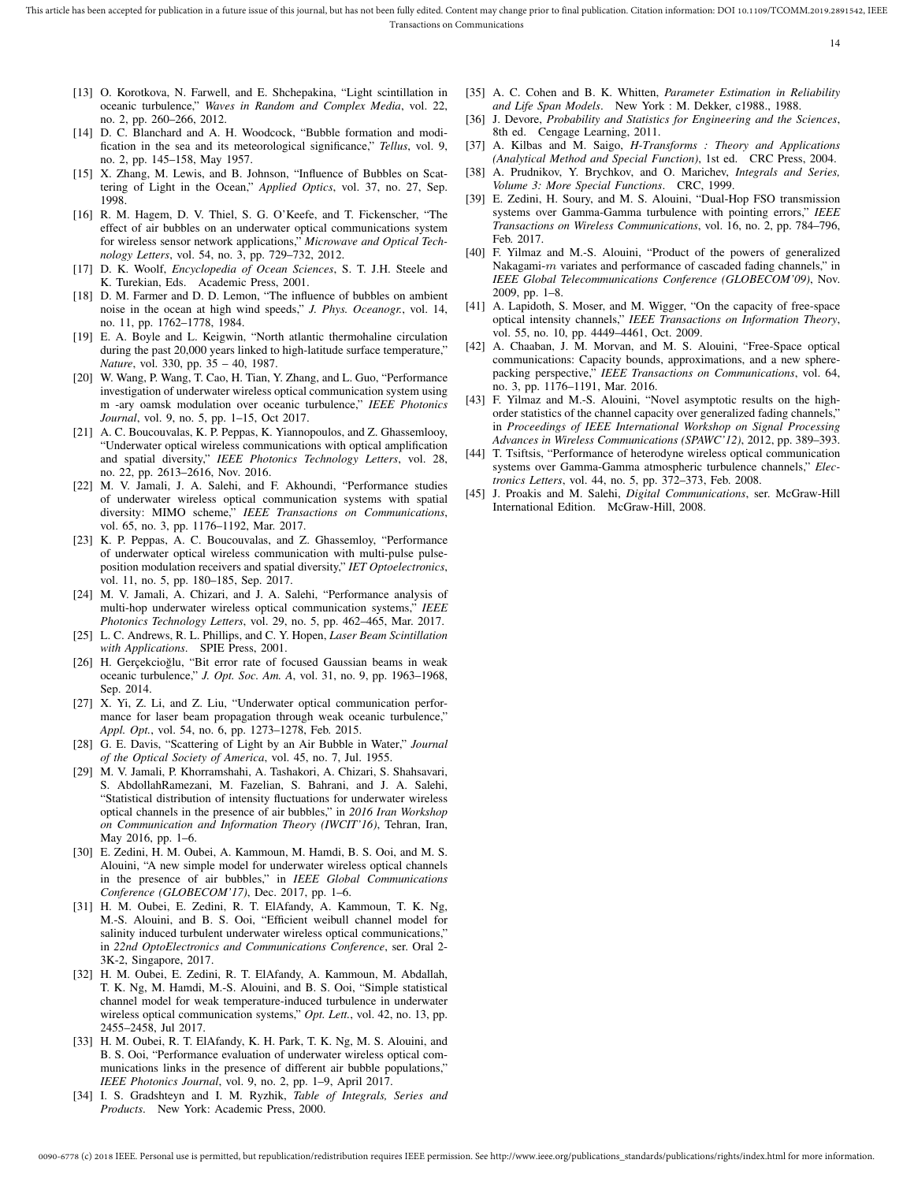[13] O. Korotkova, N. Farwell, and E. Shchepakina, "Light scintillation in oceanic turbulence," *Waves in Random and Complex Media*, vol. 22, no. 2, pp. 260–266, 2012.

[14] D. C. Blanchard and A. H. Woodcock, "Bubble formation and modification in the sea and its meteorological significance," *Tellus*, vol. 9, no. 2, pp. 145–158, May 1957.

[15] X. Zhang, M. Lewis, and B. Johnson, "Influence of Bubbles on Scattering of Light in the Ocean," *Applied Optics*, vol. 37, no. 27, Sep. 1998.

[16] R. M. Hagem, D. V. Thiel, S. G. O'Keefe, and T. Fickenscher, "The effect of air bubbles on an underwater optical communications system for wireless sensor network applications," *Microwave and Optical Technology Letters*, vol. 54, no. 3, pp. 729–732, 2012.

[17] D. K. Woolf, *Encyclopedia of Ocean Sciences*, S. T. J.H. Steele and K. Turekian, Eds. Academic Press, 2001.

[18] D. M. Farmer and D. D. Lemon, "The influence of bubbles on ambient noise in the ocean at high wind speeds," *J. Phys. Oceanogr.*, vol. 14, no. 11, pp. 1762–1778, 1984.

[19] E. A. Boyle and L. Keigwin, "North atlantic thermohaline circulation during the past 20,000 years linked to high-latitude surface temperature," *Nature*, vol. 330, pp. 35 – 40, 1987.

[20] W. Wang, P. Wang, T. Cao, H. Tian, Y. Zhang, and L. Guo, "Performance investigation of underwater wireless optical communication system using m -ary oamsk modulation over oceanic turbulence," *IEEE Photonics Journal*, vol. 9, no. 5, pp. 1–15, Oct 2017.

[21] A. C. Boucouvalas, K. P. Peppas, K. Yiannopoulos, and Z. Ghassemlooy, "Underwater optical wireless communications with optical amplification and spatial diversity," *IEEE Photonics Technology Letters*, vol. 28, no. 22, pp. 2613–2616, Nov. 2016.

[22] M. V. Jamali, J. A. Salehi, and F. Akhoundi, "Performance studies of underwater wireless optical communication systems with spatial diversity: MIMO scheme," *IEEE Transactions on Communications*, vol. 65, no. 3, pp. 1176–1192, Mar. 2017.

[23] K. P. Peppas, A. C. Boucouvalas, and Z. Ghassemloy, "Performance of underwater optical wireless communication with multi-pulse pulse-position modulation receivers and spatial diversity," *IET Optoelectronics*, vol. 11, no. 5, pp. 180–185, Sep. 2017.

[24] M. V. Jamali, A. Chizari, and J. A. Salehi, "Performance analysis of multi-hop underwater wireless optical communication systems," *IEEE Photonics Technology Letters*, vol. 29, no. 5, pp. 462–465, Mar. 2017.

[25] L. C. Andrews, R. L. Phillips, and C. Y. Hopen, *Laser Beam Scintillation with Applications*. SPIE Press, 2001.

[26] H. Gerçekcioğlu, "Bit error rate of focused Gaussian beams in weak oceanic turbulence," *J. Opt. Soc. Am. A*, vol. 31, no. 9, pp. 1963–1968, Sep. 2014.

[27] X. Yi, Z. Li, and Z. Liu, "Underwater optical communication performance for laser beam propagation through weak oceanic turbulence," *Appl. Opt.*, vol. 54, no. 6, pp. 1273–1278, Feb. 2015.

[28] G. E. Davis, "Scattering of Light by an Air Bubble in Water," *Journal of the Optical Society of America*, vol. 45, no. 7, Jul. 1955.

[29] M. V. Jamali, P. Khorramshahi, A. Tashakori, A. Chizari, S. Shahsavari, S. AbdollahRamezani, M. Fazelian, S. Bahrani, and J. A. Salehi, "Statistical distribution of intensity fluctuations for underwater wireless optical channels in the presence of air bubbles," in *2016 Iran Workshop on Communication and Information Theory (IWCIT'16)*, Tehran, Iran, May 2016, pp. 1–6.

[30] E. Zedini, H. M. Oubei, A. Kammoun, M. Hamdi, B. S. Ooi, and M. S. Alouini, "A new simple model for underwater wireless optical channels in the presence of air bubbles," in *IEEE Global Communications Conference (GLOBECOM'17)*, Dec. 2017, pp. 1–6.

[31] H. M. Oubei, E. Zedini, R. T. ElAfandy, A. Kammoun, T. K. Ng, M.-S. Alouini, and B. S. Ooi, "Efficient weibull channel model for salinity induced turbulent underwater wireless optical communications," in *22nd OptoElectronics and Communications Conference*, ser. Oral 2-3K-2, Singapore, 2017.

[32] H. M. Oubei, E. Zedini, R. T. ElAfandy, A. Kammoun, M. Abdallah, T. K. Ng, M. Hamdi, M.-S. Alouini, and B. S. Ooi, "Simple statistical channel model for weak temperature-induced turbulence in underwater wireless optical communication systems," *Opt. Lett.*, vol. 42, no. 13, pp. 2455–2458, Jul 2017.

[33] H. M. Oubei, R. T. ElAfandy, K. H. Park, T. K. Ng, M. S. Alouini, and B. S. Ooi, "Performance evaluation of underwater wireless optical communications links in the presence of different air bubble populations," *IEEE Photonics Journal*, vol. 9, no. 2, pp. 1–9, April 2017.

[34] I. S. Gradshteyn and I. M. Ryzhik, *Table of Integrals, Series and Products*. New York: Academic Press, 2000.

[35] A. C. Cohen and B. K. Whitten, *Parameter Estimation in Reliability and Life Span Models*. New York : M. Dekker, c1988., 1988.

[36] J. Devore, *Probability and Statistics for Engineering and the Sciences*, 8th ed. Cengage Learning, 2011.

[37] A. Kilbas and M. Saigo, *H-Transforms : Theory and Applications (Analytical Method and Special Function)*, 1st ed. CRC Press, 2004.

[38] A. Prudnikov, Y. Brychkov, and O. Marichev, *Integrals and Series, Volume 3: More Special Functions*. CRC, 1999.

[39] E. Zedini, H. Soury, and M. S. Alouini, "Dual-Hop FSO transmission systems over Gamma-Gamma turbulence with pointing errors," *IEEE Transactions on Wireless Communications*, vol. 16, no. 2, pp. 784–796, Feb. 2017.

[40] F. Yilmaz and M.-S. Alouini, "Product of the powers of generalized Nakagami-$m$ variates and performance of cascaded fading channels," in *IEEE Global Telecommunications Conference (GLOBECOM'09)*, Nov. 2009, pp. 1–8.

[41] A. Lapidoth, S. Moser, and M. Wigger, "On the capacity of free-space optical intensity channels," *IEEE Transactions on Information Theory*, vol. 55, no. 10, pp. 4449–4461, Oct. 2009.

[42] A. Chaaban, J. M. Morvan, and M. S. Alouini, "Free-Space optical communications: Capacity bounds, approximations, and a new sphere-packing perspective," *IEEE Transactions on Communications*, vol. 64, no. 3, pp. 1176–1191, Mar. 2016.

[43] F. Yilmaz and M.-S. Alouini, "Novel asymptotic results on the high-order statistics of the channel capacity over generalized fading channels," in *Proceedings of IEEE International Workshop on Signal Processing Advances in Wireless Communications (SPAWC'12)*, 2012, pp. 389–393.

[44] T. Tsiftsis, "Performance of heterodyne wireless optical communication systems over Gamma-Gamma atmospheric turbulence channels," *Electronics Letters*, vol. 44, no. 5, pp. 372–373, Feb. 2008.

[45] J. Proakis and M. Salehi, *Digital Communications*, ser. McGraw-Hill International Edition. McGraw-Hill, 2008.